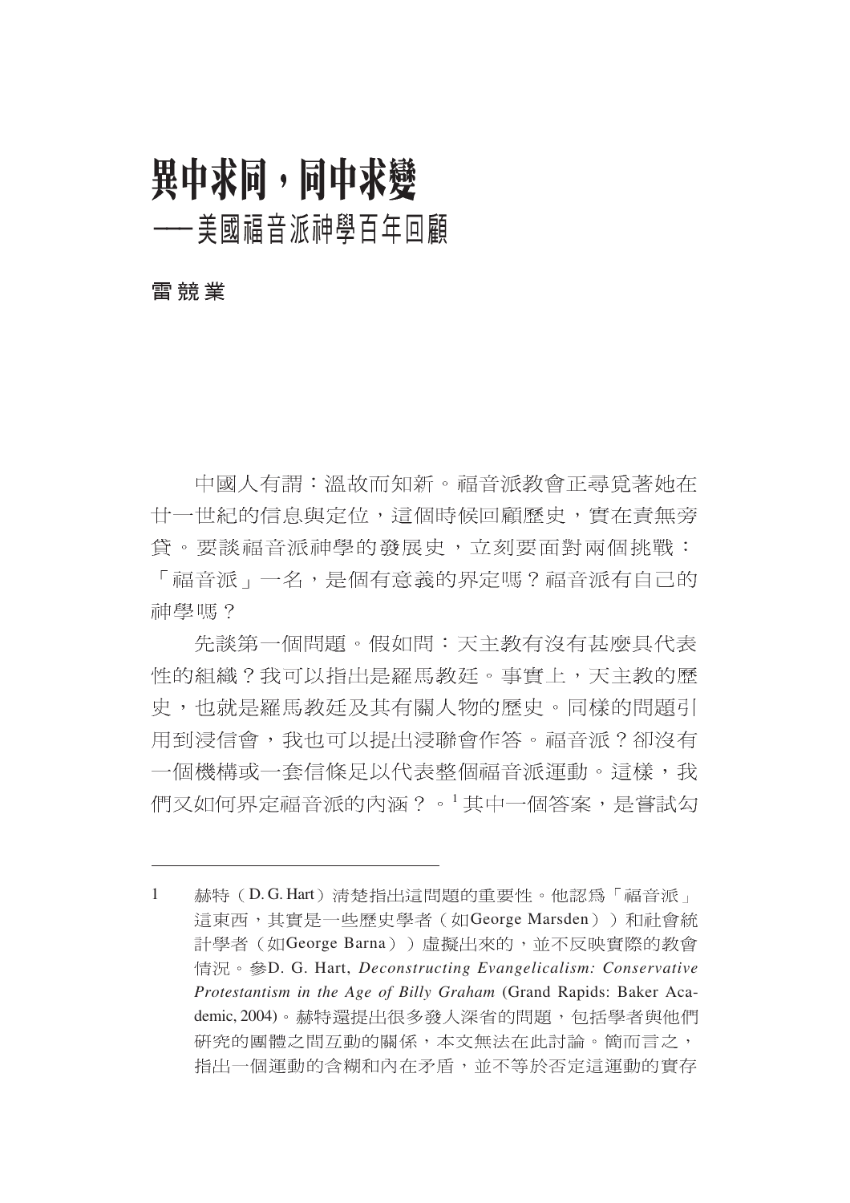# 異中求同，同中求變

## ——美國福音派神學百年回顧

**雷競業**

中國人有謂：溫故而知新。福音派教會正尋覓著她在廿一世紀的信息與定位，這個時候回顧歷史，實在責無旁貸。要談福音派神學的發展史，立刻要面對兩個挑戰：「福音派」一名，是個有意義的界定嗎？福音派有自己的神學嗎？

先談第一個問題。假如問：天主教有沒有甚麼具代表性的組織？我可以指出是羅馬教廷。事實上，天主教的歷史，也就是羅馬教廷及其有關人物的歷史。同樣的問題引用到浸信會，我也可以提出浸聯會作答。福音派？卻沒有一個機構或一套信條足以代表整個福音派運動。這樣，我們又如何界定福音派的內涵？。[1] 其中一個答案，是嘗試勾

---

1　赫特（D. G. Hart）清楚指出這問題的重要性。他認爲「福音派」這東西，其實是一些歷史學者（如George Marsden））和社會統計學者（如George Barna））虛擬出來的，並不反映實際的教會情況。參D. G. Hart, *Deconstructing Evangelicalism: Conservative Protestantism in the Age of Billy Graham* (Grand Rapids: Baker Academic, 2004)。赫特還提出很多發人深省的問題，包括學者與他們研究的團體之間互動的關係，本文無法在此討論。簡而言之，指出一個運動的含糊和內在矛盾，並不等於否定這運動的實存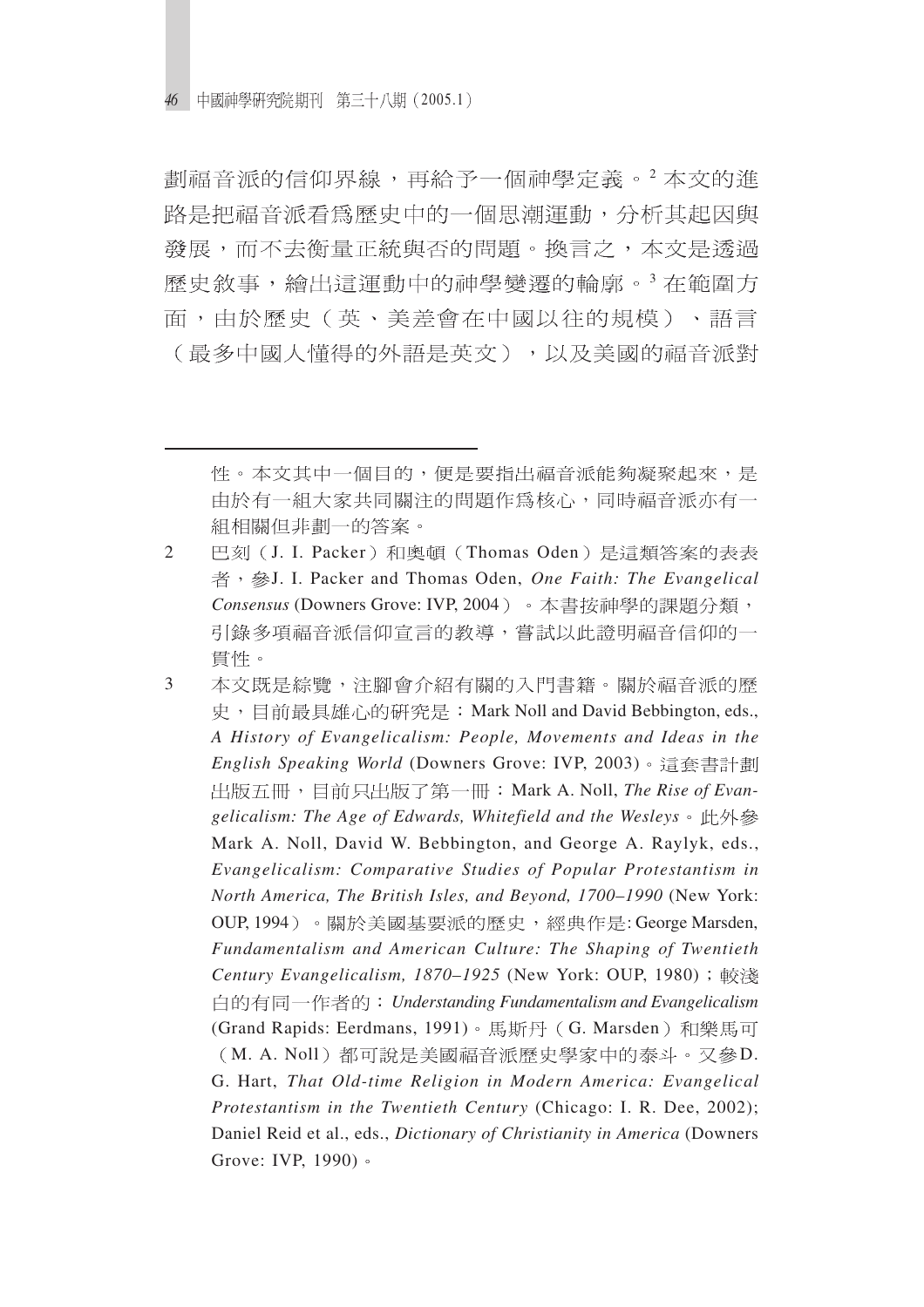劃福音派的信仰界線，再給予一個神學定義。[2] 本文的進路是把福音派看為歷史中的一個思潮運動，分析其起因與發展，而不去衡量正統與否的問題。換言之，本文是透過歷史敘事，繪出這運動中的神學變遷的輪廓。[3] 在範圍方面，由於歷史（英、美差會在中國以往的規模）、語言（最多中國人懂得的外語是英文），以及美國的福音派對

---

性。本文其中一個目的，便是要指出福音派能夠凝聚起來，是由於有一組大家共同關注的問題作為核心，同時福音派亦有一組相關但非劃一的答案。

2 巴刻（J. I. Packer）和奧頓（Thomas Oden）是這類答案的表表者，參J. I. Packer and Thomas Oden, *One Faith: The Evangelical Consensus* (Downers Grove: IVP, 2004）。本書按神學的課題分類，引錄多項福音派信仰宣言的教導，嘗試以此證明福音信仰的一貫性。

3 本文既是綜覽，注腳會介紹有關的入門書籍。關於福音派的歷史，目前最具雄心的研究是：Mark Noll and David Bebbington, eds., *A History of Evangelicalism: People, Movements and Ideas in the English Speaking World* (Downers Grove: IVP, 2003)。這套書計劃出版五冊，目前只出版了第一冊：Mark A. Noll, *The Rise of Evangelicalism: The Age of Edwards, Whitefield and the Wesleys*。此外參Mark A. Noll, David W. Bebbington, and George A. Raylyk, eds., *Evangelicalism: Comparative Studies of Popular Protestantism in North America, The British Isles, and Beyond, 1700–1990* (New York: OUP, 1994）。關於美國基要派的歷史，經典作是: George Marsden, *Fundamentalism and American Culture: The Shaping of Twentieth Century Evangelicalism, 1870–1925* (New York: OUP, 1980)；較淺白的有同一作者的：*Understanding Fundamentalism and Evangelicalism* (Grand Rapids: Eerdmans, 1991)。馬斯丹（G. Marsden）和樂馬可（M. A. Noll）都可說是美國福音派歷史學家中的泰斗。又參D. G. Hart, *That Old-time Religion in Modern America: Evangelical Protestantism in the Twentieth Century* (Chicago: I. R. Dee, 2002); Daniel Reid et al., eds., *Dictionary of Christianity in America* (Downers Grove: IVP, 1990)。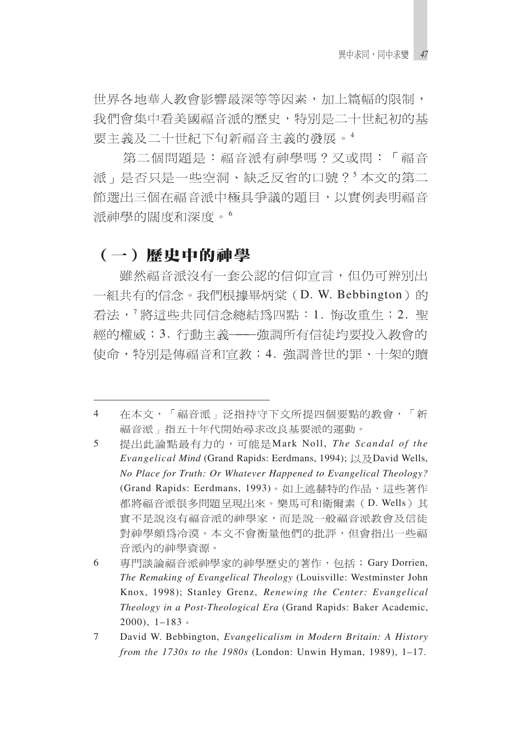世界各地華人教會影響最深等等因素，加上篇幅的限制，我們會集中看美國福音派的歷史，特別是二十世紀初的基要主義及二十世紀下旬新福音主義的發展。[4]

第二個問題是：福音派有神學嗎？又或問：「福音派」是否只是一些空洞、缺乏反省的口號？[5] 本文的第二節選出三個在福音派中極具爭議的題目，以實例表明福音派神學的闊度和深度。[6]

## （一）歷史中的神學

雖然福音派沒有一套公認的信仰宣言，但仍可辨別出一組共有的信念。我們根據畢炳棠（D. W. Bebbington）的看法，[7] 將這些共同信念總結爲四點：1. 悔改重生；2. 聖經的權威；3. 行動主義——強調所有信徒均要投入教會的使命，特別是傳福音和宣教；4. 強調普世的罪、十架的贖

---

4 在本文，「福音派」泛指持守下文所提四個要點的教會，「新福音派」指五十年代開始尋求改良基要派的運動。

5 提出此論點最有力的，可能是Mark Noll, *The Scandal of the Evangelical Mind* (Grand Rapids: Eerdmans, 1994); 以及David Wells, *No Place for Truth: Or Whatever Happened to Evangelical Theology?* (Grand Rapids: Eerdmans, 1993)。如上述赫特的作品，這些著作都將福音派很多問題呈現出來。樂馬可和衛爾素（D. Wells）其實不是說沒有福音派的神學家，而是說一般福音派教會及信徒對神學頗爲冷漠。本文不會衡量他們的批評，但會指出一些福音派內的神學資源。

6 專門談論福音派神學家的神學歷史的著作，包括：Gary Dorrien, *The Remaking of Evangelical Theology* (Louisville: Westminster John Knox, 1998); Stanley Grenz, *Renewing the Center: Evangelical Theology in a Post-Theological Era* (Grand Rapids: Baker Academic, 2000), 1–183。

7 David W. Bebbington, *Evangelicalism in Modern Britain: A History from the 1730s to the 1980s* (London: Unwin Hyman, 1989), 1–17.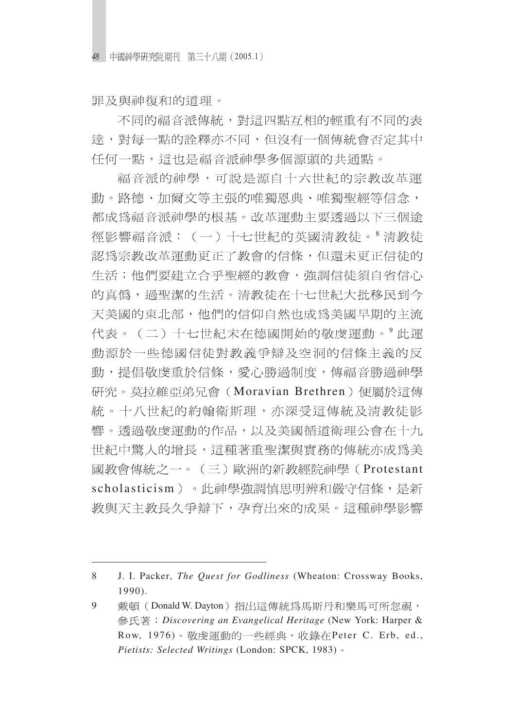罪及與神復和的道理。

不同的福音派傳統，對這四點互相的輕重有不同的表達，對每一點的詮釋亦不同，但沒有一個傳統會否定其中任何一點，這也是福音派神學多個源頭的共通點。

福音派的神學，可說是源自十六世紀的宗教改革運動。路德、加爾文等主張的唯獨恩典、唯獨聖經等信念，都成爲福音派神學的根基。改革運動主要透過以下三個途徑影響福音派：（一）十七世紀的英國清教徒。[8] 清教徒認爲宗教改革運動更正了教會的信條，但還未更正信徒的生活；他們要建立合乎聖經的教會，強調信徒須自省信心的真僞，過聖潔的生活。清教徒在十七世紀大批移民到今天美國的東北部，他們的信仰自然也成爲美國早期的主流代表。（二）十七世紀末在德國開始的敬虔運動。[9] 此運動源於一些德國信徒對教義爭辯及空洞的信條主義的反動，提倡敬虔重於信條，愛心勝過制度，傳福音勝過神學研究。莫拉維亞弟兄會（Moravian Brethren）便屬於這傳統。十八世紀的約翰衛斯理，亦深受這傳統及清教徒影響。透過敬虔運動的作品，以及美國循道衛理公會在十九世紀中驚人的增長，這種著重聖潔與實務的傳統亦成爲美國教會傳統之一。（三）歐洲的新教經院神學（Protestant scholasticism）。此神學強調慎思明辨和嚴守信條，是新教與天主教長久爭辯下，孕育出來的成果。這種神學影響

---

8 J. I. Packer, *The Quest for Godliness* (Wheaton: Crossway Books, 1990).

9 戴頓（Donald W. Dayton）指出這傳統爲馬斯丹和樂馬可所忽視，參氏著：*Discovering an Evangelical Heritage* (New York: Harper & Row, 1976)。敬虔運動的一些經典，收錄在Peter C. Erb, ed., *Pietists: Selected Writings* (London: SPCK, 1983)。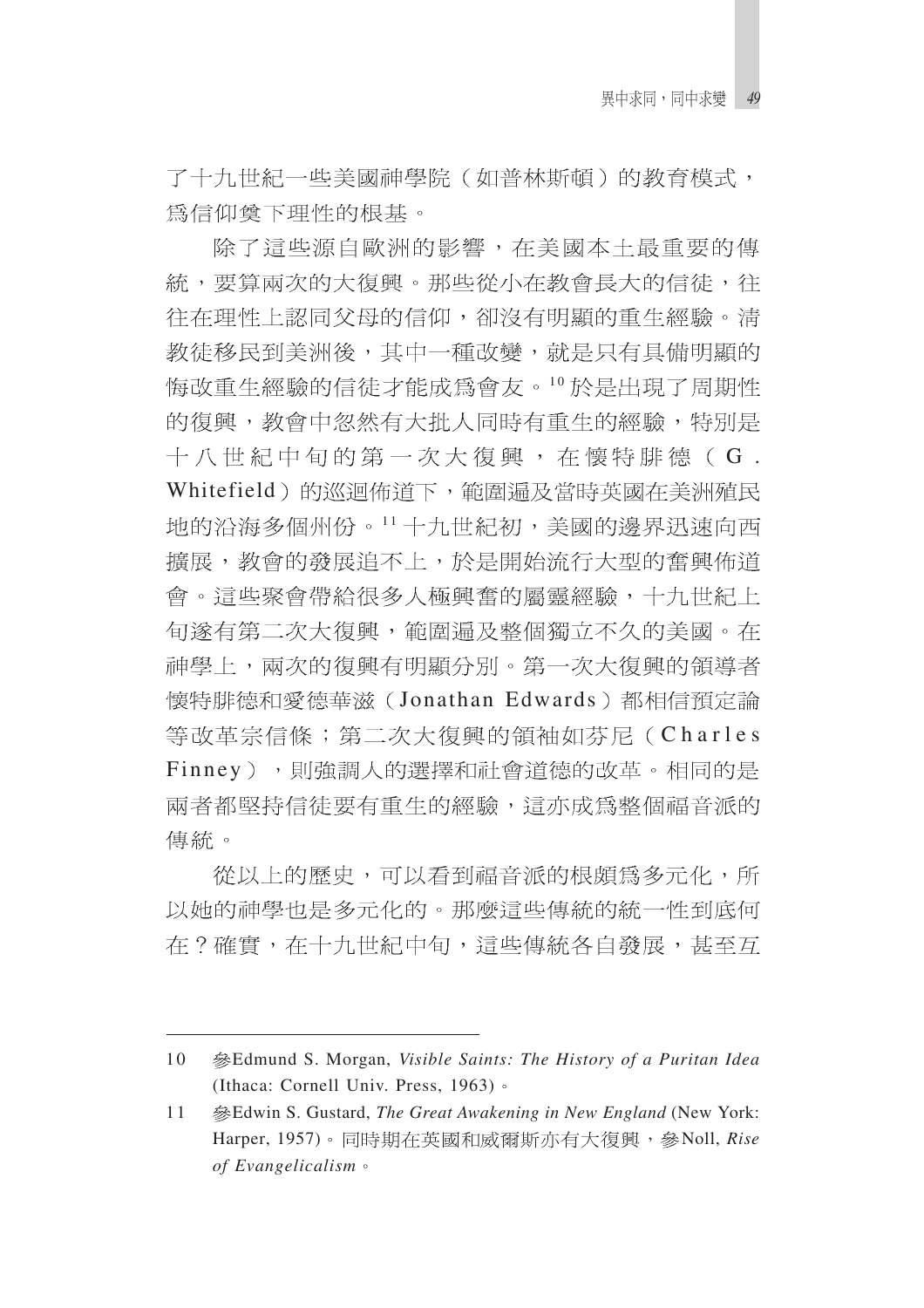了十九世紀一些美國神學院（如普林斯頓）的教育模式，爲信仰奠下理性的根基。

除了這些源自歐洲的影響，在美國本土最重要的傳統，要算兩次的大復興。那些從小在教會長大的信徒，往往在理性上認同父母的信仰，卻沒有明顯的重生經驗。清教徒移民到美洲後，其中一種改變，就是只有具備明顯的悔改重生經驗的信徒才能成爲會友。[10] 於是出現了周期性的復興，教會中忽然有大批人同時有重生的經驗，特別是十八世紀中旬的第一次大復興，在懷特腓德（G. Whitefield）的巡迴佈道下，範圍遍及當時英國在美洲殖民地的沿海多個州份。[11] 十九世紀初，美國的邊界迅速向西擴展，教會的發展追不上，於是開始流行大型的奮興佈道會。這些聚會帶給很多人極興奮的屬靈經驗，十九世紀上旬遂有第二次大復興，範圍遍及整個獨立不久的美國。在神學上，兩次的復興有明顯分別。第一次大復興的領導者懷特腓德和愛德華滋（Jonathan Edwards）都相信預定論等改革宗信條；第二次大復興的領袖如芬尼（Charles Finney），則強調人的選擇和社會道德的改革。相同的是兩者都堅持信徒要有重生的經驗，這亦成爲整個福音派的傳統。

從以上的歷史，可以看到福音派的根頗爲多元化，所以她的神學也是多元化的。那麼這些傳統的統一性到底何在？確實，在十九世紀中旬，這些傳統各自發展，甚至互

---

10 參Edmund S. Morgan, *Visible Saints: The History of a Puritan Idea* (Ithaca: Cornell Univ. Press, 1963)。

11 參Edwin S. Gustard, *The Great Awakening in New England* (New York: Harper, 1957)。同時期在英國和威爾斯亦有大復興，參Noll, *Rise of Evangelicalism*。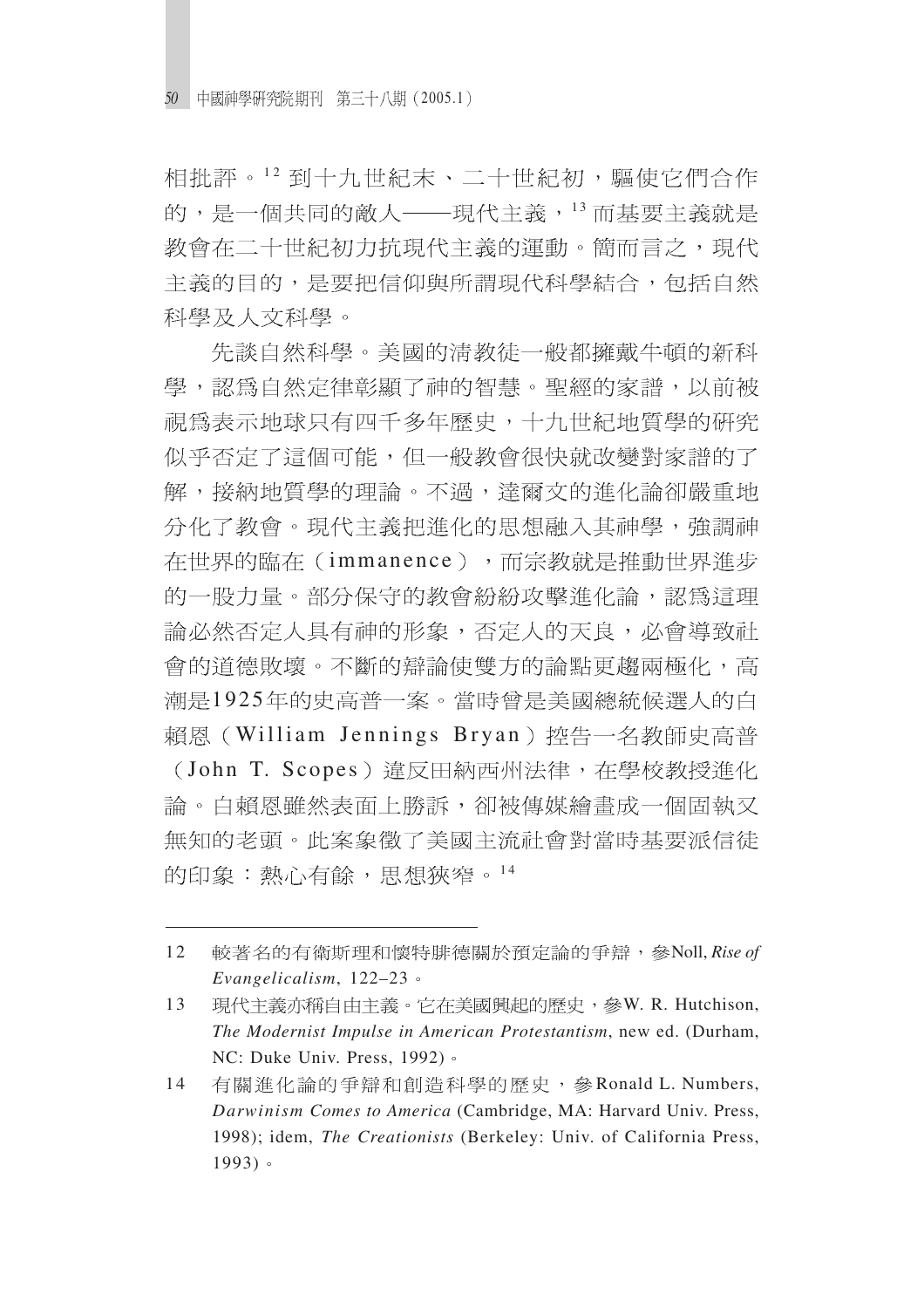相批評。[12] 到十九世紀末、二十世紀初，驅使它們合作的，是一個共同的敵人——現代主義，[13] 而基要主義就是教會在二十世紀初力抗現代主義的運動。簡而言之，現代主義的目的，是要把信仰與所謂現代科學結合，包括自然科學及人文科學。

先談自然科學。美國的清教徒一般都擁戴牛頓的新科學，認為自然定律彰顯了神的智慧。聖經的家譜，以前被視為表示地球只有四千多年歷史，十九世紀地質學的研究似乎否定了這個可能，但一般教會很快就改變對家譜的了解，接納地質學的理論。不過，達爾文的進化論卻嚴重地分化了教會。現代主義把進化的思想融入其神學，強調神在世界的臨在（immanence），而宗教就是推動世界進步的一股力量。部分保守的教會紛紛攻擊進化論，認為這理論必然否定人具有神的形象，否定人的天良，必會導致社會的道德敗壞。不斷的辯論使雙方的論點更趨兩極化，高潮是1925年的史高普一案。當時曾是美國總統候選人的白賴恩（William Jennings Bryan）控告一名教師史高普（John T. Scopes）違反田納西州法律，在學校教授進化論。白賴恩雖然表面上勝訴，卻被傳媒繪畫成一個固執又無知的老頭。此案象徵了美國主流社會對當時基要派信徒的印象：熱心有餘，思想狹窄。[14]

---

12　較著名的有衛斯理和懷特腓德關於預定論的爭辯，參Noll, *Rise of Evangelicalism*, 122–23。

13　現代主義亦稱自由主義。它在美國興起的歷史，參W. R. Hutchison, *The Modernist Impulse in American Protestantism*, new ed. (Durham, NC: Duke Univ. Press, 1992)。

14　有關進化論的爭辯和創造科學的歷史，參Ronald L. Numbers, *Darwinism Comes to America* (Cambridge, MA: Harvard Univ. Press, 1998); idem, *The Creationists* (Berkeley: Univ. of California Press, 1993)。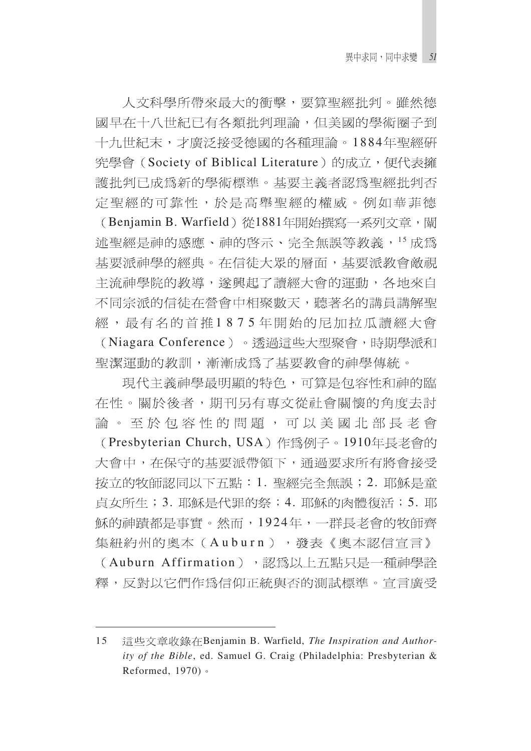人文科學所帶來最大的衝擊，要算聖經批判。雖然德國早在十八世紀已有各類批判理論，但美國的學術圈子到十九世紀末，才廣泛接受德國的各種理論。1884年聖經研究學會（Society of Biblical Literature）的成立，便代表擁護批判已成爲新的學術標準。基要主義者認爲聖經批判否定聖經的可靠性，於是高舉聖經的權威。例如華菲德（Benjamin B. Warfield）從1881年開始撰寫一系列文章，闡述聖經是神的感應、神的啓示、完全無誤等教義，[15] 成爲基要派神學的經典。在信徒大眾的層面，基要派教會敵視主流神學院的教導，遂興起了讀經大會的運動，各地來自不同宗派的信徒在營會中相聚數天，聽著名的講員講解聖經，最有名的首推1875年開始的尼加拉瓜讀經大會（Niagara Conference）。透過這些大型聚會，時期學派和聖潔運動的教訓，漸漸成爲了基要教會的神學傳統。

現代主義神學最明顯的特色，可算是包容性和神的臨在性。關於後者，期刊另有專文從社會關懷的角度去討論。至於包容性的問題，可以美國北部長老會（Presbyterian Church, USA）作爲例子。1910年長老會的大會中，在保守的基要派帶領下，通過要求所有將會接受按立的牧師認同以下五點：1. 聖經完全無誤；2. 耶穌是童貞女所生；3. 耶穌是代罪的祭；4. 耶穌的肉體復活；5. 耶穌的神蹟都是事實。然而，1924年，一群長老會的牧師齊集紐約州的奧本（Auburn），發表《奧本認信宣言》（Auburn Affirmation），認爲以上五點只是一種神學詮釋，反對以它們作爲信仰正統與否的測試標準。宣言廣受

---

15　這些文章收錄在Benjamin B. Warfield, *The Inspiration and Authority of the Bible*, ed. Samuel G. Craig (Philadelphia: Presbyterian & Reformed, 1970)。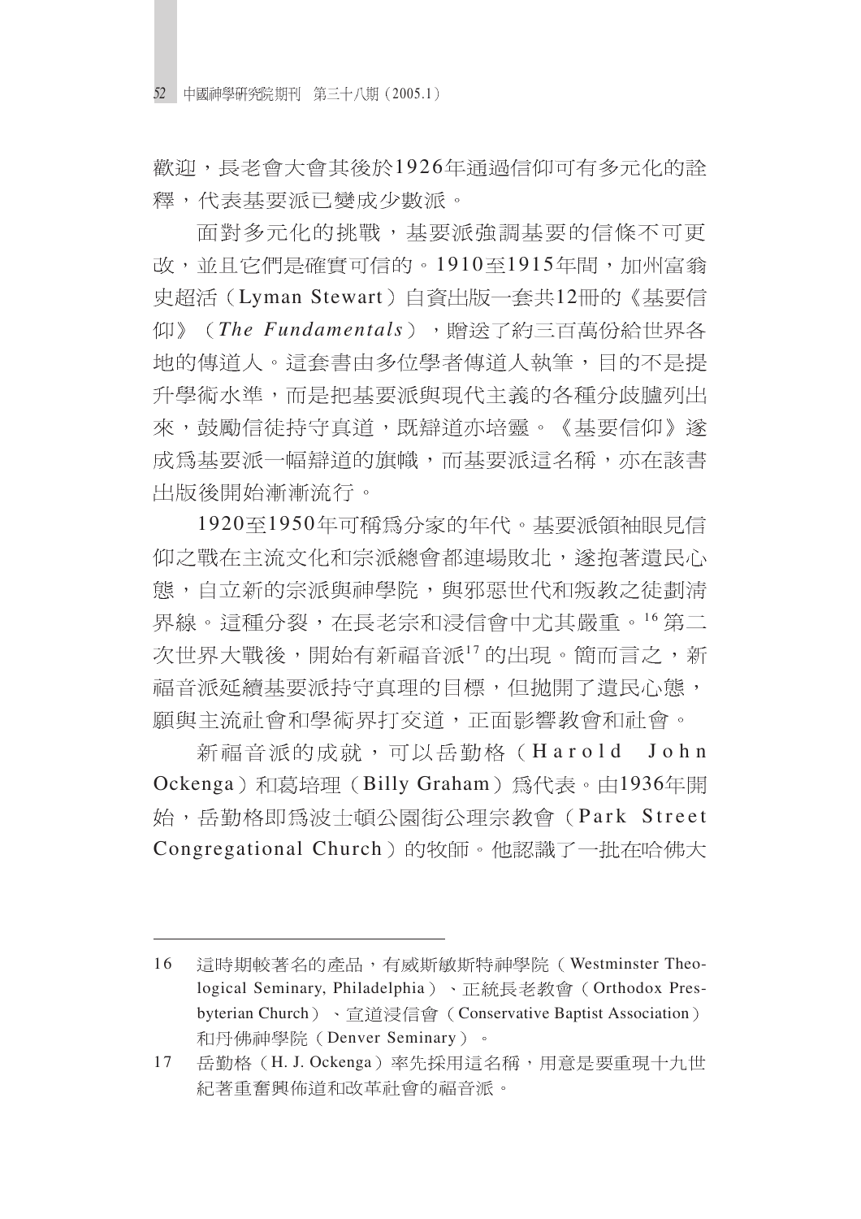歡迎，長老會大會其後於1926年通過信仰可有多元化的詮釋，代表基要派已變成少數派。

面對多元化的挑戰，基要派強調基要的信條不可更改，並且它們是確實可信的。1910至1915年間，加州富翁史超活（Lyman Stewart）自資出版一套共12冊的《基要信仰》（*The Fundamentals*），贈送了約三百萬份給世界各地的傳道人。這套書由多位學者傳道人執筆，目的不是提升學術水準，而是把基要派與現代主義的各種分歧臚列出來，鼓勵信徒持守真道，既辯道亦培靈。《基要信仰》遂成為基要派一幅辯道的旗幟，而基要派這名稱，亦在該書出版後開始漸漸流行。

1920至1950年可稱為分家的年代。基要派領袖眼見信仰之戰在主流文化和宗派總會都連場敗北，遂抱著遺民心態，自立新的宗派與神學院，與邪惡世代和叛教之徒劃清界線。這種分裂，在長老宗和浸信會中尤其嚴重。[16] 第二次世界大戰後，開始有新福音派[17] 的出現。簡而言之，新福音派延續基要派持守真理的目標，但拋開了遺民心態，願與主流社會和學術界打交道，正面影響教會和社會。

新福音派的成就，可以岳勤格（Harold John Ockenga）和葛培理（Billy Graham）為代表。由1936年開始，岳勤格即為波士頓公園街公理宗教會（Park Street Congregational Church）的牧師。他認識了一批在哈佛大

---

16 這時期較著名的產品，有威斯敏斯特神學院（Westminster Theological Seminary, Philadelphia）、正統長老教會（Orthodox Presbyterian Church）、宣道浸信會（Conservative Baptist Association）和丹佛神學院（Denver Seminary）。

17 岳勤格（H. J. Ockenga）率先採用這名稱，用意是要重現十九世紀著重奮興佈道和改革社會的福音派。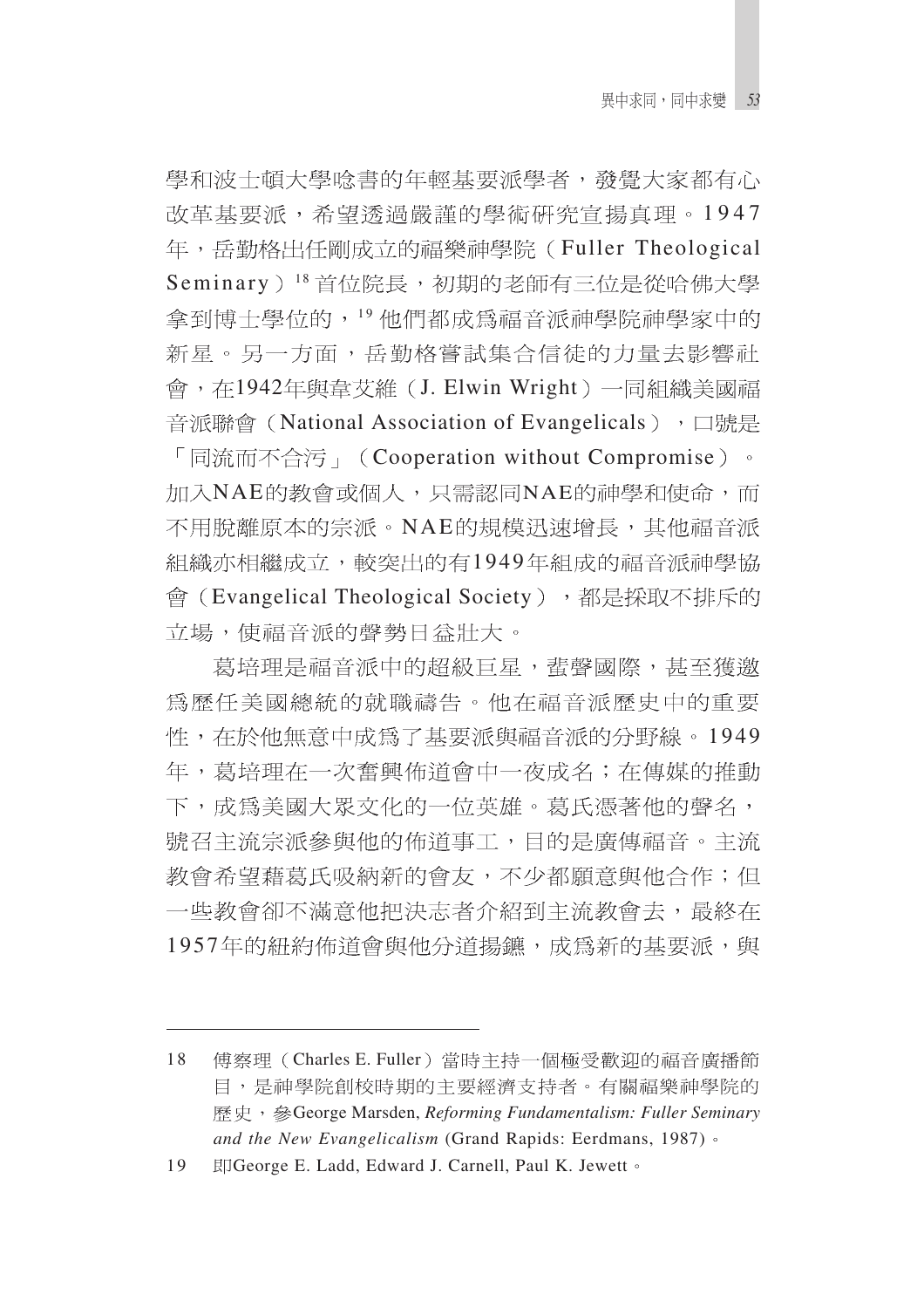學和波士頓大學唸書的年輕基要派學者，發覺大家都有心改革基要派，希望透過嚴謹的學術研究宣揚真理。1947年，岳勤格出任剛成立的福樂神學院（Fuller Theological Seminary）[18] 首位院長，初期的老師有三位是從哈佛大學拿到博士學位的，[19] 他們都成為福音派神學院神學家中的新星。另一方面，岳勤格嘗試集合信徒的力量去影響社會，在1942年與韋艾維（J. Elwin Wright）一同組織美國福音派聯會（National Association of Evangelicals），口號是「同流而不合污」（Cooperation without Compromise）。加入NAE的教會或個人，只需認同NAE的神學和使命，而不用脫離原本的宗派。NAE的規模迅速增長，其他福音派組織亦相繼成立，較突出的有1949年組成的福音派神學協會（Evangelical Theological Society），都是採取不排斥的立場，使福音派的聲勢日益壯大。

葛培理是福音派中的超級巨星，蜚聲國際，甚至獲邀為歷任美國總統的就職禱告。他在福音派歷史中的重要性，在於他無意中成為了基要派與福音派的分野線。1949年，葛培理在一次奮興佈道會中一夜成名；在傳媒的推動下，成為美國大眾文化的一位英雄。葛氏憑著他的聲名，號召主流宗派參與他的佈道事工，目的是廣傳福音。主流教會希望藉葛氏吸納新的會友，不少都願意與他合作；但一些教會卻不滿意他把決志者介紹到主流教會去，最終在1957年的紐約佈道會與他分道揚鑣，成為新的基要派，與

---

18 傅察理（Charles E. Fuller）當時主持一個極受歡迎的福音廣播節目，是神學院創校時期的主要經濟支持者。有關福樂神學院的歷史，參George Marsden, *Reforming Fundamentalism: Fuller Seminary and the New Evangelicalism* (Grand Rapids: Eerdmans, 1987)。

19 即George E. Ladd, Edward J. Carnell, Paul K. Jewett。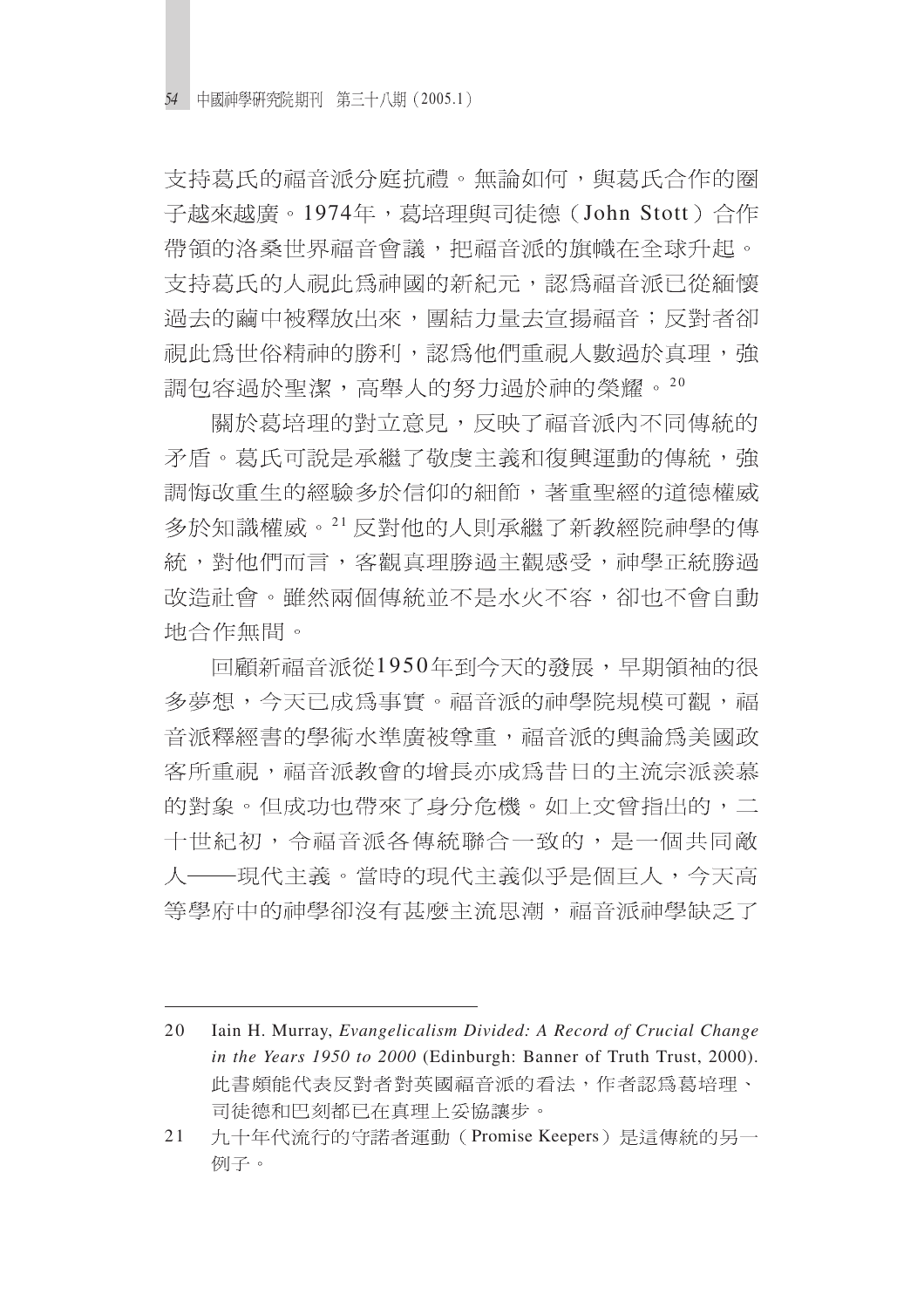支持葛氏的福音派分庭抗禮。無論如何，與葛氏合作的圈子越來越廣。1974年，葛培理與司徒德（John Stott）合作帶領的洛桑世界福音會議，把福音派的旗幟在全球升起。支持葛氏的人視此爲神國的新紀元，認爲福音派已從緬懷過去的繭中被釋放出來，團結力量去宣揚福音；反對者卻視此爲世俗精神的勝利，認爲他們重視人數過於真理，強調包容過於聖潔，高舉人的努力過於神的榮耀。[20]

關於葛培理的對立意見，反映了福音派內不同傳統的矛盾。葛氏可說是承繼了敬虔主義和復興運動的傳統，強調悔改重生的經驗多於信仰的細節，著重聖經的道德權威多於知識權威。[21] 反對他的人則承繼了新教經院神學的傳統，對他們而言，客觀真理勝過主觀感受，神學正統勝過改造社會。雖然兩個傳統並不是水火不容，卻也不會自動地合作無間。

回顧新福音派從1950年到今天的發展，早期領袖的很多夢想，今天已成爲事實。福音派的神學院規模可觀，福音派釋經書的學術水準廣被尊重，福音派的輿論爲美國政客所重視，福音派教會的增長亦成爲昔日的主流宗派羨慕的對象。但成功也帶來了身分危機。如上文曾指出的，二十世紀初，令福音派各傳統聯合一致的，是一個共同敵人——現代主義。當時的現代主義似乎是個巨人，今天高等學府中的神學卻沒有甚麼主流思潮，福音派神學缺乏了

---

20 Iain H. Murray, *Evangelicalism Divided: A Record of Crucial Change in the Years 1950 to 2000* (Edinburgh: Banner of Truth Trust, 2000). 此書頗能代表反對者對英國福音派的看法，作者認爲葛培理、司徒德和巴刻都已在真理上妥協讓步。

21 九十年代流行的守諾者運動（Promise Keepers）是這傳統的另一例子。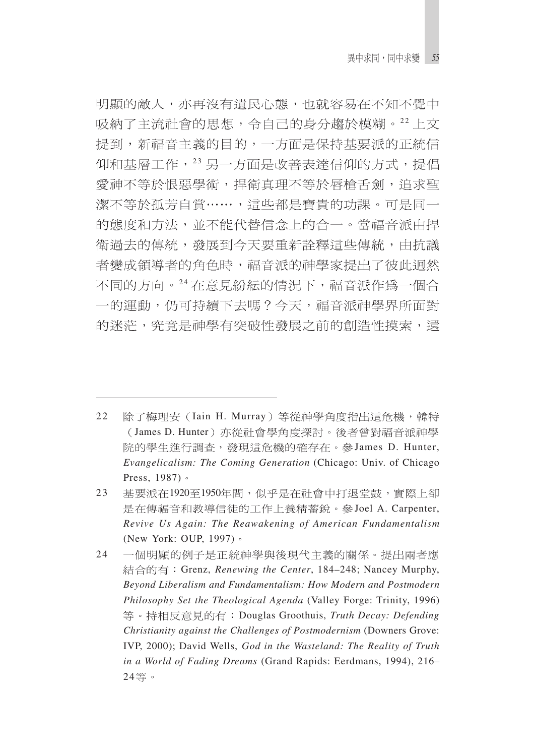明顯的敵人，亦再沒有遺民心態，也就容易在不知不覺中吸納了主流社會的思想，令自己的身分趨於模糊。[22] 上文提到，新福音主義的目的，一方面是保持基要派的正統信仰和基層工作，[23] 另一方面是改善表達信仰的方式，提倡愛神不等於恨惡學術，捍衛真理不等於唇槍舌劍，追求聖潔不等於孤芳自賞……，這些都是寶貴的功課。可是同一的態度和方法，並不能代替信念上的合一。當福音派由捍衛過去的傳統，發展到今天要重新詮釋這些傳統，由抗議者變成領導者的角色時，福音派的神學家提出了彼此迥然不同的方向。[24] 在意見紛紜的情況下，福音派作爲一個合一的運動，仍可持續下去嗎？今天，福音派神學界所面對的迷茫，究竟是神學有突破性發展之前的創造性摸索，還

---

22　除了梅理安（Iain H. Murray）等從神學角度指出這危機，韓特（James D. Hunter）亦從社會學角度探討。後者曾對福音派神學院的學生進行調查，發現這危機的確存在。參James D. Hunter, *Evangelicalism: The Coming Generation* (Chicago: Univ. of Chicago Press, 1987)。

23　基要派在1920至1950年間，似乎是在社會中打退堂鼓，實際上卻是在傳福音和教導信徒的工作上養精蓄銳。參Joel A. Carpenter, *Revive Us Again: The Reawakening of American Fundamentalism* (New York: OUP, 1997)。

24　一個明顯的例子是正統神學與後現代主義的關係。提出兩者應結合的有：Grenz, *Renewing the Center*, 184–248; Nancey Murphy, *Beyond Liberalism and Fundamentalism: How Modern and Postmodern Philosophy Set the Theological Agenda* (Valley Forge: Trinity, 1996) 等。持相反意見的有：Douglas Groothuis, *Truth Decay: Defending Christianity against the Challenges of Postmodernism* (Downers Grove: IVP, 2000); David Wells, *God in the Wasteland: The Reality of Truth in a World of Fading Dreams* (Grand Rapids: Eerdmans, 1994), 216–24等。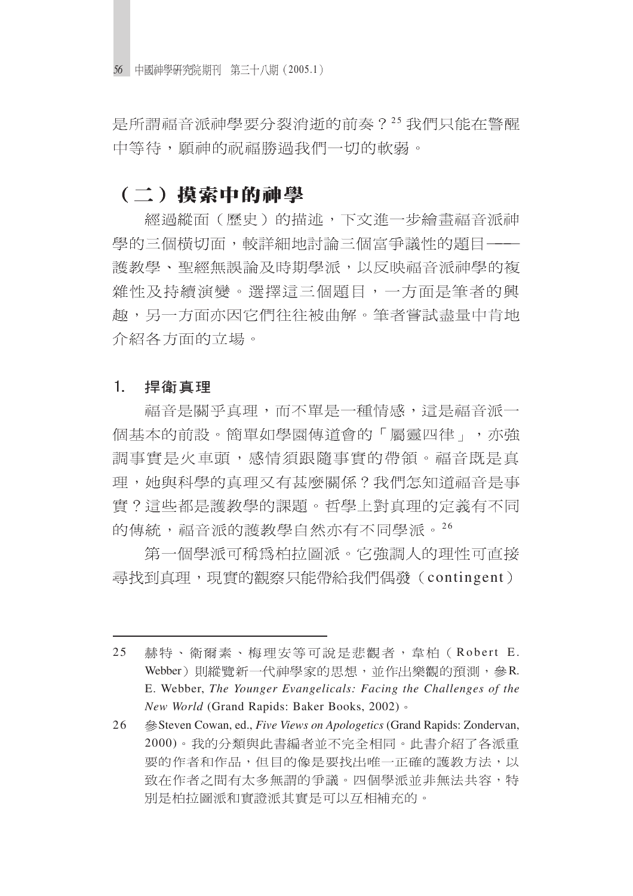是所謂福音派神學要分裂消逝的前奏？[25] 我們只能在警醒中等待，願神的祝福勝過我們一切的軟弱。

## （二）摸索中的神學

經過縱面（歷史）的描述，下文進一步繪畫福音派神學的三個橫切面，較詳細地討論三個富爭議性的題目——護教學、聖經無誤論及時期學派，以反映福音派神學的複雜性及持續演變。選擇這三個題目，一方面是筆者的興趣，另一方面亦因它們往往被曲解。筆者嘗試盡量中肯地介紹各方面的立場。

### 1. 捍衛真理

福音是關乎真理，而不單是一種情感，這是福音派一個基本的前設。簡單如學園傳道會的「屬靈四律」，亦強調事實是火車頭，感情須跟隨事實的帶領。福音既是真理，她與科學的真理又有甚麼關係？我們怎知道福音是事實？這些都是護教學的課題。哲學上對真理的定義有不同的傳統，福音派的護教學自然亦有不同學派。[26]

第一個學派可稱為柏拉圖派。它強調人的理性可直接尋找到真理，現實的觀察只能帶給我們偶發（contingent）

---

25 赫特、衛爾素、梅理安等可說是悲觀者，韋柏（Robert E. Webber）則縱覽新一代神學家的思想，並作出樂觀的預測，參R. E. Webber, *The Younger Evangelicals: Facing the Challenges of the New World* (Grand Rapids: Baker Books, 2002)。

26 參Steven Cowan, ed., *Five Views on Apologetics* (Grand Rapids: Zondervan, 2000)。我的分類與此書編者並不完全相同。此書介紹了各派重要的作者和作品，但目的像是要找出唯一正確的護教方法，以致在作者之間有太多無謂的爭議。四個學派並非無法共容，特別是柏拉圖派和實證派其實是可以互相補充的。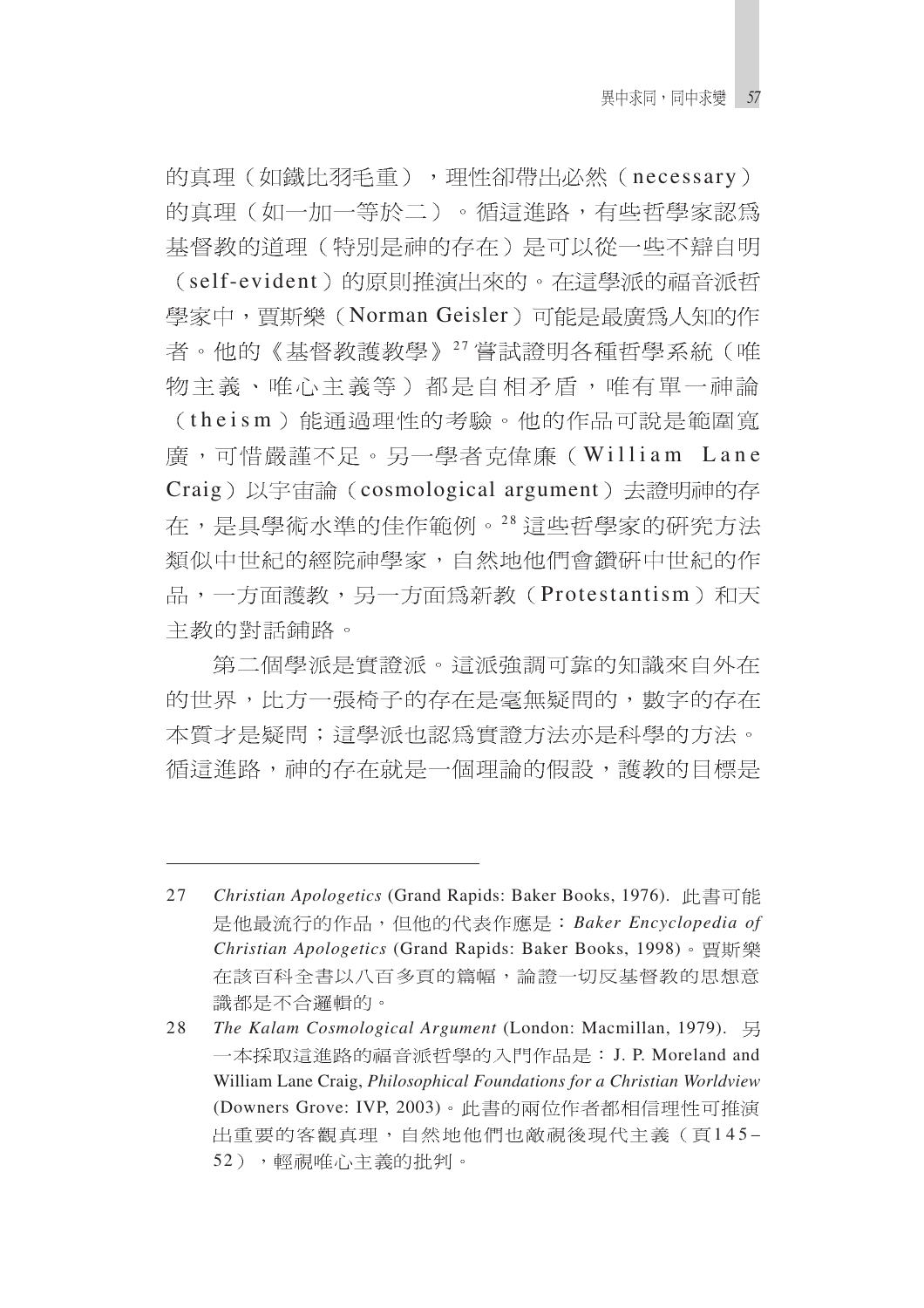的真理（如鐵比羽毛重），理性卻帶出必然（necessary）的真理（如一加一等於二）。循這進路，有些哲學家認為基督教的道理（特別是神的存在）是可以從一些不辯自明（self-evident）的原則推演出來的。在這學派的福音派哲學家中，賈斯樂（Norman Geisler）可能是最廣為人知的作者。他的《基督教護教學》[27] 嘗試證明各種哲學系統（唯物主義、唯心主義等）都是自相矛盾，唯有單一神論（theism）能通過理性的考驗。他的作品可說是範圍寬廣，可惜嚴謹不足。另一學者克偉廉（William Lane Craig）以宇宙論（cosmological argument）去證明神的存在，是具學術水準的佳作範例。[28] 這些哲學家的研究方法類似中世紀的經院神學家，自然地他們會鑽研中世紀的作品，一方面護教，另一方面為新教（Protestantism）和天主教的對話鋪路。

第二個學派是實證派。這派強調可靠的知識來自外在的世界，比方一張椅子的存在是毫無疑問的，數字的存在本質才是疑問；這學派也認為實證方法亦是科學的方法。循這進路，神的存在就是一個理論的假設，護教的目標是

---

27　*Christian Apologetics* (Grand Rapids: Baker Books, 1976). 此書可能是他最流行的作品，但他的代表作應是：*Baker Encyclopedia of Christian Apologetics* (Grand Rapids: Baker Books, 1998)。賈斯樂在該百科全書以八百多頁的篇幅，論證一切反基督教的思想意識都是不合邏輯的。

28　*The Kalam Cosmological Argument* (London: Macmillan, 1979). 另一本採取這進路的福音派哲學的入門作品是：J. P. Moreland and William Lane Craig, *Philosophical Foundations for a Christian Worldview* (Downers Grove: IVP, 2003)。此書的兩位作者都相信理性可推演出重要的客觀真理，自然地他們也敵視後現代主義（頁145–52），輕視唯心主義的批判。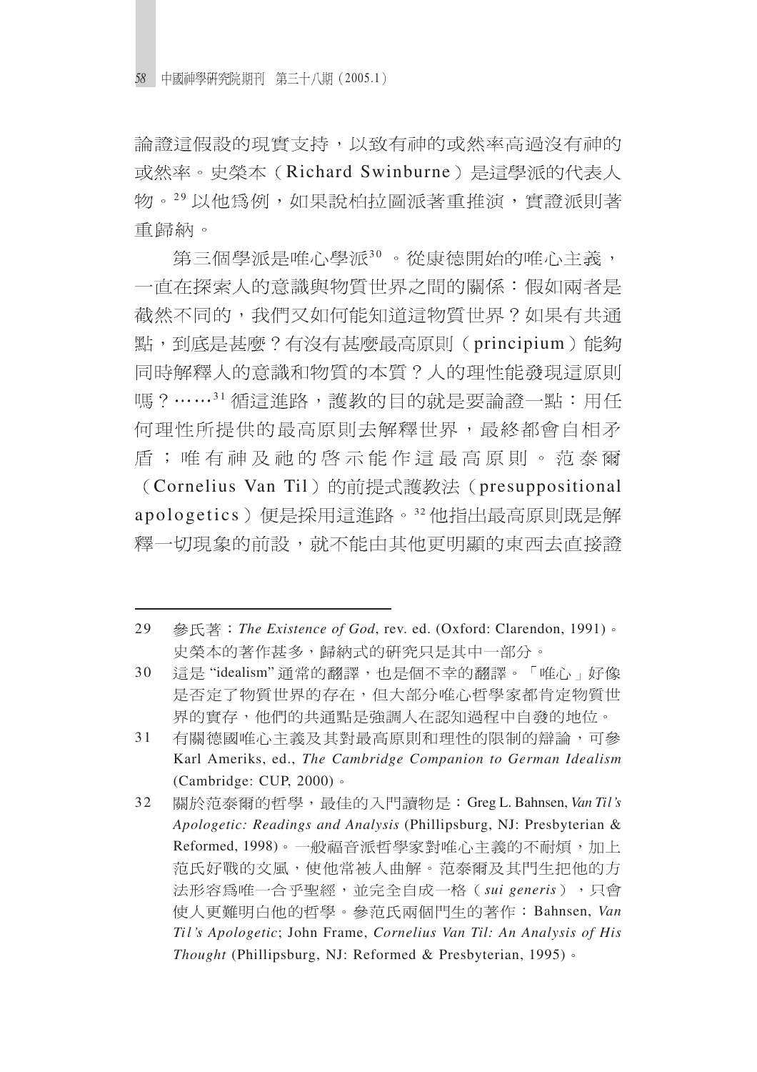論證這假設的現實支持，以致有神的或然率高過沒有神的或然率。史榮本（Richard Swinburne）是這學派的代表人物。[29] 以他為例，如果說柏拉圖派著重推演，實證派則著重歸納。

第三個學派是唯心學派[30]。從康德開始的唯心主義，一直在探索人的意識與物質世界之間的關係：假如兩者是截然不同的，我們又如何能知道這物質世界？如果有共通點，到底是甚麼？有沒有甚麼最高原則（principium）能夠同時解釋人的意識和物質的本質？人的理性能發現這原則嗎？……[31] 循這進路，護教的目的就是要論證一點：用任何理性所提供的最高原則去解釋世界，最終都會自相矛盾；唯有神及祂的啓示能作這最高原則。范泰爾（Cornelius Van Til）的前提式護教法（presuppositional apologetics）便是採用這進路。[32] 他指出最高原則既是解釋一切現象的前設，就不能由其他更明顯的東西去直接證

---

29　參氏著：*The Existence of God*, rev. ed. (Oxford: Clarendon, 1991)。史榮本的著作甚多，歸納式的研究只是其中一部分。

30　這是 "idealism" 通常的翻譯，也是個不幸的翻譯。「唯心」好像是否定了物質世界的存在，但大部分唯心哲學家都肯定物質世界的實存，他們的共通點是強調人在認知過程中自發的地位。

31　有關德國唯心主義及其對最高原則和理性的限制的辯論，可參 Karl Ameriks, ed., *The Cambridge Companion to German Idealism* (Cambridge: CUP, 2000)。

32　關於范泰爾的哲學，最佳的入門讀物是：Greg L. Bahnsen, *Van Til's Apologetic: Readings and Analysis* (Phillipsburg, NJ: Presbyterian & Reformed, 1998)。一般福音派哲學家對唯心主義的不耐煩，加上范氏好戰的文風，使他常被人曲解。范泰爾及其門生把他的方法形容為唯一合乎聖經，並完全自成一格（*sui generis*），只會使人更難明白他的哲學。參范氏兩個門生的著作：Bahnsen, *Van Til's Apologetic*; John Frame, *Cornelius Van Til: An Analysis of His Thought* (Phillipsburg, NJ: Reformed & Presbyterian, 1995)。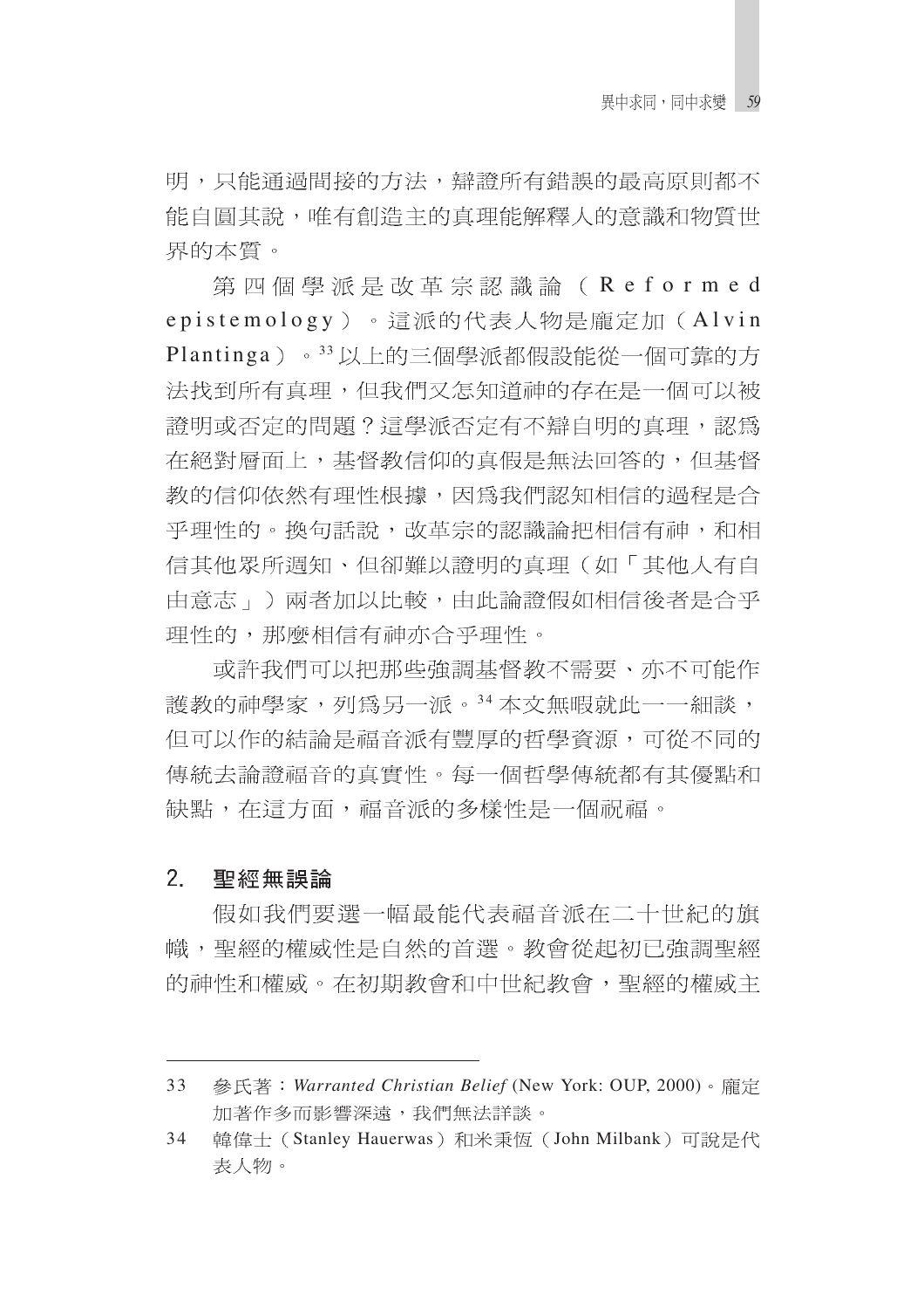明，只能通過間接的方法，辯證所有錯誤的最高原則都不能自圓其說，唯有創造主的真理能解釋人的意識和物質世界的本質。

第四個學派是改革宗認識論（Reformed epistemology）。這派的代表人物是龐定加（Alvin Plantinga）。[33] 以上的三個學派都假設能從一個可靠的方法找到所有真理，但我們又怎知道神的存在是一個可以被證明或否定的問題？這學派否定有不辯自明的真理，認爲在絕對層面上，基督教信仰的真假是無法回答的，但基督教的信仰依然有理性根據，因爲我們認知相信的過程是合乎理性的。換句話說，改革宗的認識論把相信有神，和相信其他眾所週知、但卻難以證明的真理（如「其他人有自由意志」）兩者加以比較，由此論證假如相信後者是合乎理性的，那麼相信有神亦合乎理性。

或許我們可以把那些強調基督教不需要、亦不可能作護教的神學家，列爲另一派。[34] 本文無暇就此一一細談，但可以作的結論是福音派有豐厚的哲學資源，可從不同的傳統去論證福音的真實性。每一個哲學傳統都有其優點和缺點，在這方面，福音派的多樣性是一個祝福。

## 2. 聖經無誤論

假如我們要選一幅最能代表福音派在二十世紀的旗幟，聖經的權威性是自然的首選。教會從起初已強調聖經的神性和權威。在初期教會和中世紀教會，聖經的權威主

---

33 參氏著：*Warranted Christian Belief* (New York: OUP, 2000)。龐定加著作多而影響深遠，我們無法詳談。

34 韓偉士（Stanley Hauerwas）和米秉恆（John Milbank）可說是代表人物。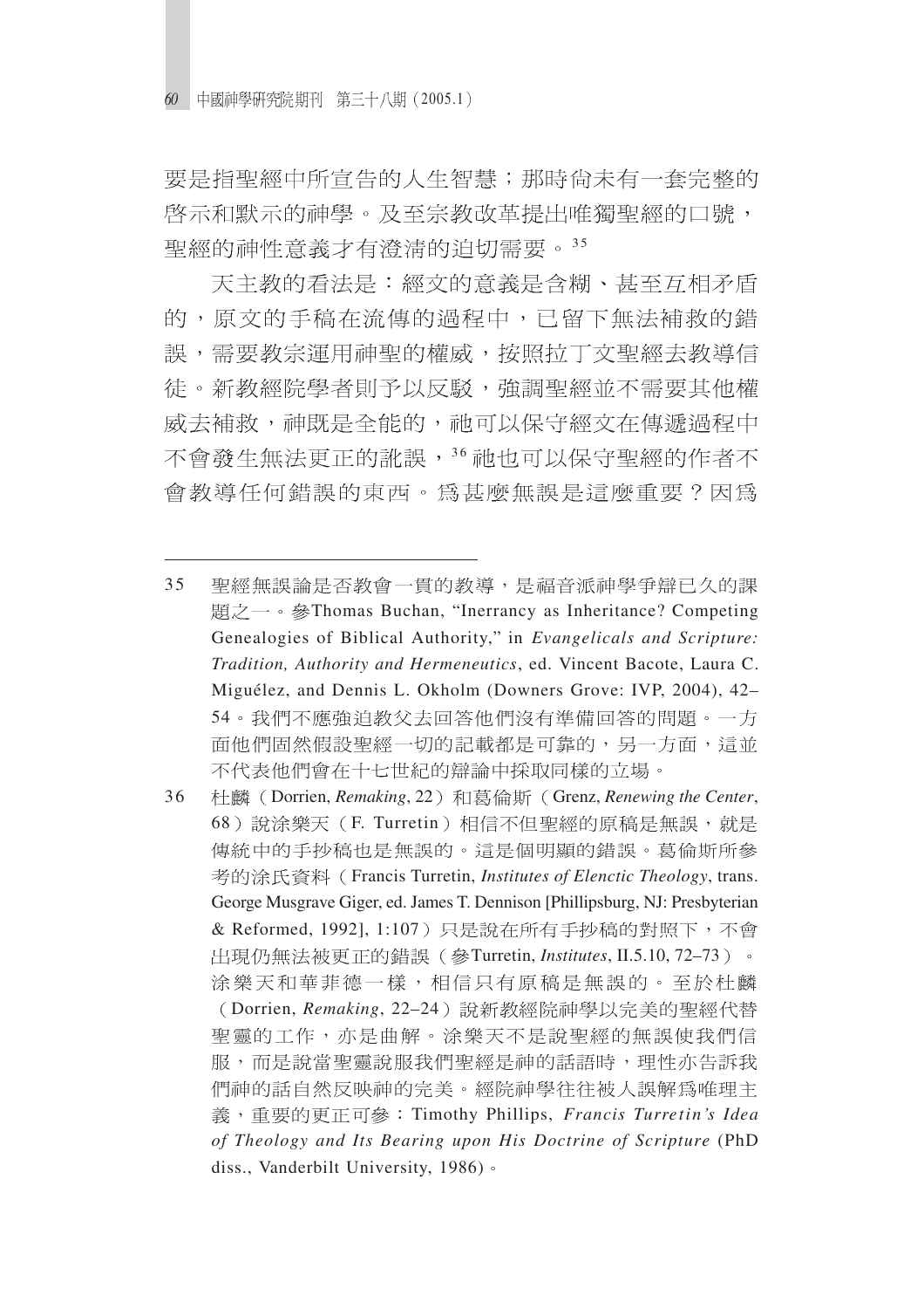要是指聖經中所宣告的人生智慧；那時尚未有一套完整的啓示和默示的神學。及至宗教改革提出唯獨聖經的口號，聖經的神性意義才有澄清的迫切需要。[35]

天主教的看法是：經文的意義是含糊、甚至互相矛盾的，原文的手稿在流傳的過程中，已留下無法補救的錯誤，需要教宗運用神聖的權威，按照拉丁文聖經去教導信徒。新教經院學者則予以反駁，強調聖經並不需要其他權威去補救，神既是全能的，祂可以保守經文在傳遞過程中不會發生無法更正的訛誤，[36] 祂也可以保守聖經的作者不會教導任何錯誤的東西。爲甚麼無誤是這麼重要？因爲

---

35 聖經無誤論是否教會一貫的教導，是福音派神學爭辯已久的課題之一。參Thomas Buchan, "Inerrancy as Inheritance? Competing Genealogies of Biblical Authority," in *Evangelicals and Scripture: Tradition, Authority and Hermeneutics*, ed. Vincent Bacote, Laura C. Miguélez, and Dennis L. Okholm (Downers Grove: IVP, 2004), 42–54。我們不應強迫教父去回答他們沒有準備回答的問題。一方面他們固然假設聖經一切的記載都是可靠的，另一方面，這並不代表他們會在十七世紀的辯論中採取同樣的立場。

36 杜麟（Dorrien, *Remaking*, 22）和葛倫斯（Grenz, *Renewing the Center*, 68）說涂樂天（F. Turretin）相信不但聖經的原稿是無誤，就是傳統中的手抄稿也是無誤的。這是個明顯的錯誤。葛倫斯所參考的涂氏資料（Francis Turretin, *Institutes of Elenctic Theology*, trans. George Musgrave Giger, ed. James T. Dennison [Phillipsburg, NJ: Presbyterian & Reformed, 1992], 1:107）只是說在所有手抄稿的對照下，不會出現仍無法被更正的錯誤（參Turretin, *Institutes*, II.5.10, 72–73）。涂樂天和華菲德一樣，相信只有原稿是無誤的。至於杜麟（Dorrien, *Remaking*, 22–24）說新教經院神學以完美的聖經代替聖靈的工作，亦是曲解。涂樂天不是說聖經的無誤使我們信服，而是說當聖靈說服我們聖經是神的話語時，理性亦告訴我們神的話自然反映神的完美。經院神學往往被人誤解爲唯理主義，重要的更正可參：Timothy Phillips, *Francis Turretin's Idea of Theology and Its Bearing upon His Doctrine of Scripture* (PhD diss., Vanderbilt University, 1986)。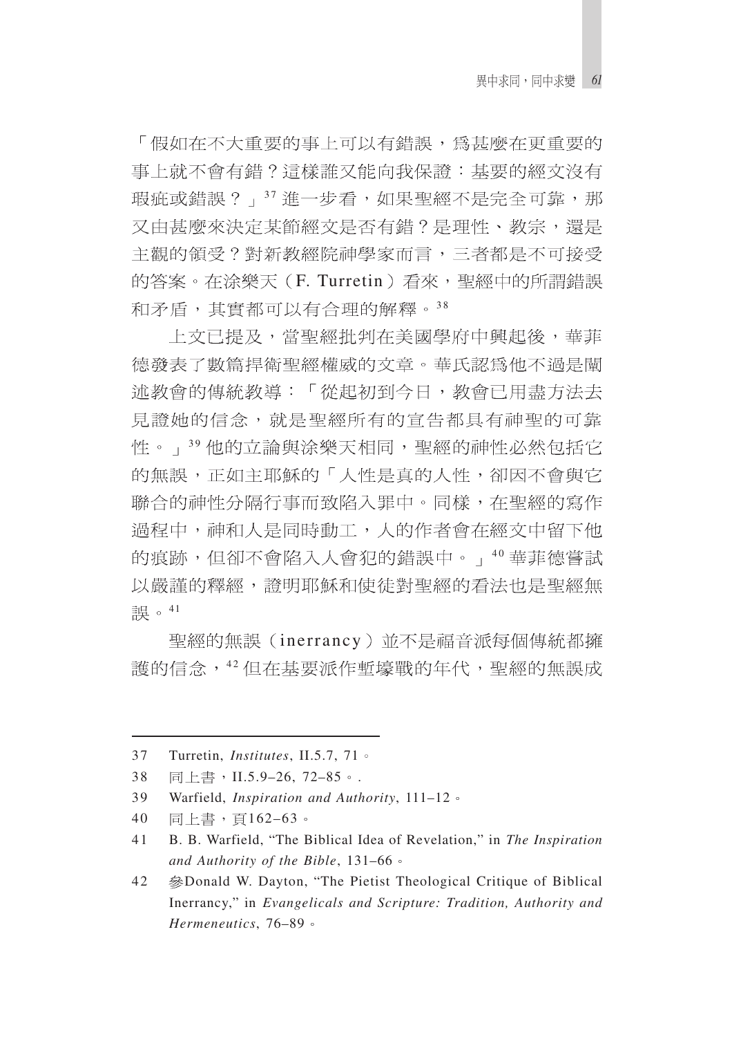「假如在不大重要的事上可以有錯誤，為甚麼在更重要的事上就不會有錯？這樣誰又能向我保證：基要的經文沒有瑕疵或錯誤？」[37] 進一步看，如果聖經不是完全可靠，那又由甚麼來決定某節經文是否有錯？是理性、教宗，還是主觀的領受？對新教經院神學家而言，三者都是不可接受的答案。在涂樂天（F. Turretin）看來，聖經中的所謂錯誤和矛盾，其實都可以有合理的解釋。[38]

上文已提及，當聖經批判在美國學府中興起後，華菲德發表了數篇捍衛聖經權威的文章。華氏認為他不過是闡述教會的傳統教導：「從起初到今日，教會已用盡方法去見證她的信念，就是聖經所有的宣告都具有神聖的可靠性。」[39] 他的立論與涂樂天相同，聖經的神性必然包括它的無誤，正如主耶穌的「人性是真的人性，卻因不會與它聯合的神性分隔行事而致陷入罪中。同樣，在聖經的寫作過程中，神和人是同時動工，人的作者會在經文中留下他的痕跡，但卻不會陷入人會犯的錯誤中。」[40] 華菲德嘗試以嚴謹的釋經，證明耶穌和使徒對聖經的看法也是聖經無誤。[41]

聖經的無誤（inerrancy）並不是福音派每個傳統都擁護的信念，[42] 但在基要派作壍壕戰的年代，聖經的無誤成

---

37 Turretin, *Institutes*, II.5.7, 71。

38 同上書，II.5.9–26, 72–85。.

39 Warfield, *Inspiration and Authority*, 111–12。

40 同上書，頁162–63。

41 B. B. Warfield, "The Biblical Idea of Revelation," in *The Inspiration and Authority of the Bible*, 131–66。

42 參Donald W. Dayton, "The Pietist Theological Critique of Biblical Inerrancy," in *Evangelicals and Scripture: Tradition, Authority and Hermeneutics*, 76–89。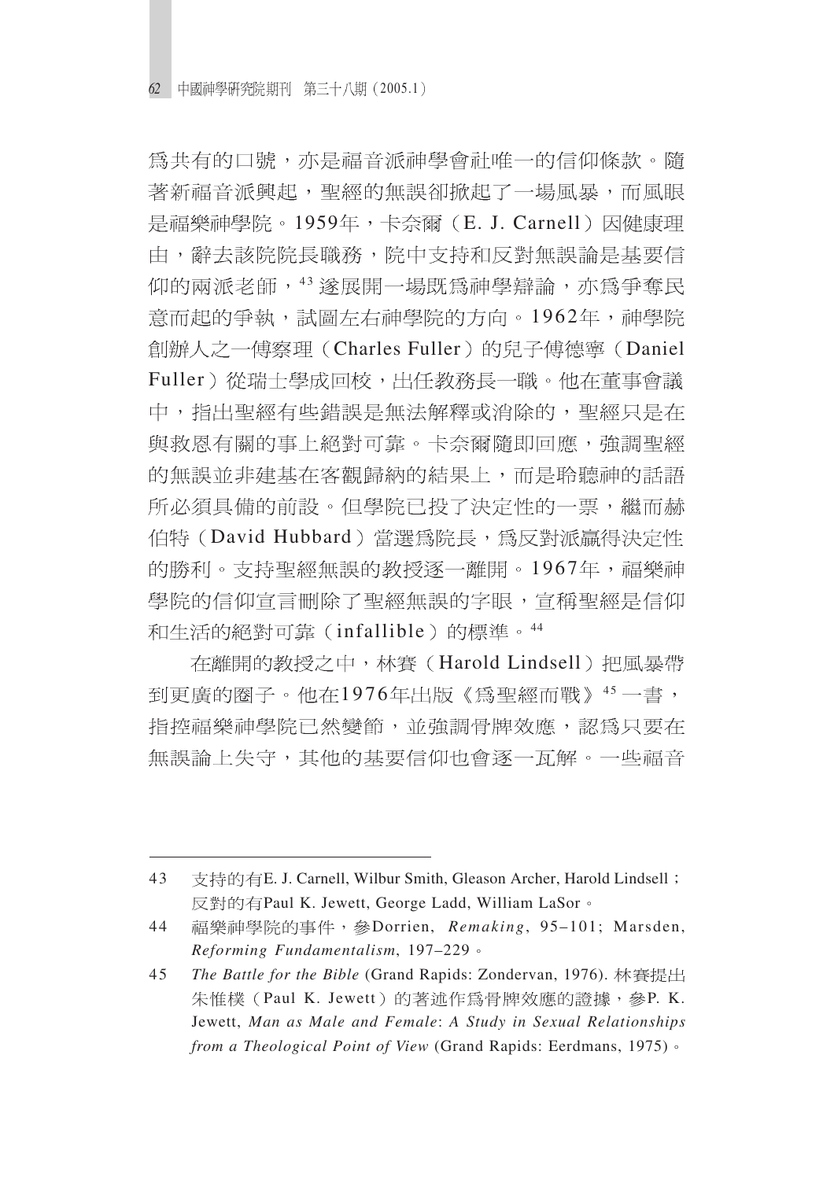爲共有的口號，亦是福音派神學會社唯一的信仰條款。隨著新福音派興起，聖經的無誤卻掀起了一場風暴，而風眼是福樂神學院。1959年，卡奈爾（E. J. Carnell）因健康理由，辭去該院院長職務，院中支持和反對無誤論是基要信仰的兩派老師，[43] 遂展開一場既爲神學辯論，亦爲爭奪民意而起的爭執，試圖左右神學院的方向。1962年，神學院創辦人之一傅察理（Charles Fuller）的兒子傅德寧（Daniel Fuller）從瑞士學成回校，出任教務長一職。他在董事會議中，指出聖經有些錯誤是無法解釋或消除的，聖經只是在與救恩有關的事上絕對可靠。卡奈爾隨即回應，強調聖經的無誤並非建基在客觀歸納的結果上，而是聆聽神的話語所必須具備的前設。但學院已投了決定性的一票，繼而赫伯特（David Hubbard）當選爲院長，爲反對派贏得決定性的勝利。支持聖經無誤的教授逐一離開。1967年，福樂神學院的信仰宣言刪除了聖經無誤的字眼，宣稱聖經是信仰和生活的絕對可靠（infallible）的標準。[44]

在離開的教授之中，林賽（Harold Lindsell）把風暴帶到更廣的圈子。他在1976年出版《爲聖經而戰》[45] 一書，指控福樂神學院已然變節，並強調骨牌效應，認爲只要在無誤論上失守，其他的基要信仰也會逐一瓦解。一些福音

---

43 支持的有E. J. Carnell, Wilbur Smith, Gleason Archer, Harold Lindsell；反對的有Paul K. Jewett, George Ladd, William LaSor。

44 福樂神學院的事件，參Dorrien, *Remaking*, 95–101; Marsden, *Reforming Fundamentalism*, 197–229。

45 *The Battle for the Bible* (Grand Rapids: Zondervan, 1976). 林賽提出朱惟樸（Paul K. Jewett）的著述作爲骨牌效應的證據，參P. K. Jewett, *Man as Male and Female*: *A Study in Sexual Relationships from a Theological Point of View* (Grand Rapids: Eerdmans, 1975)。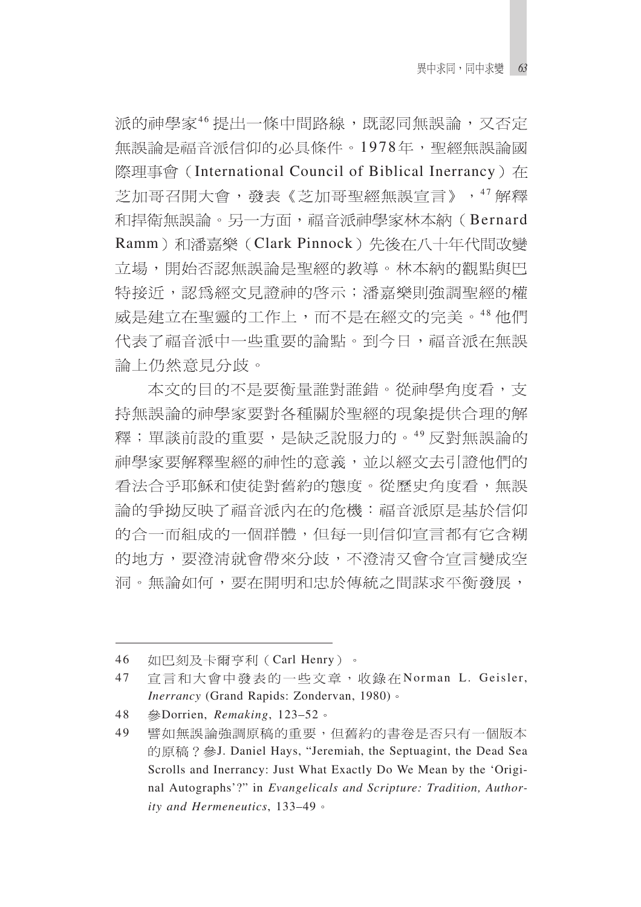派的神學家[46]提出一條中間路線，既認同無誤論，又否定無誤論是福音派信仰的必具條件。1978年，聖經無誤論國際理事會（International Council of Biblical Inerrancy）在芝加哥召開大會，發表《芝加哥聖經無誤宣言》，[47]解釋和捍衛無誤論。另一方面，福音派神學家林本納（Bernard Ramm）和潘嘉樂（Clark Pinnock）先後在八十年代間改變立場，開始否認無誤論是聖經的教導。林本納的觀點與巴特接近，認爲經文見證神的啓示；潘嘉樂則強調聖經的權威是建立在聖靈的工作上，而不是在經文的完美。[48]他們代表了福音派中一些重要的論點。到今日，福音派在無誤論上仍然意見分歧。

本文的目的不是要衡量誰對誰錯。從神學角度看，支持無誤論的神學家要對各種關於聖經的現象提供合理的解釋；單談前設的重要，是缺乏說服力的。[49]反對無誤論的神學家要解釋聖經的神性的意義，並以經文去引證他們的看法合乎耶穌和使徒對舊約的態度。從歷史角度看，無誤論的爭拗反映了福音派內在的危機：福音派原是基於信仰的合一而組成的一個群體，但每一則信仰宣言都有它含糊的地方，要澄清就會帶來分歧，不澄清又會令宣言變成空洞。無論如何，要在開明和忠於傳統之間謀求平衡發展，

---

46 如巴刻及卡爾亨利（Carl Henry）。

47 宣言和大會中發表的一些文章，收錄在Norman L. Geisler, *Inerrancy* (Grand Rapids: Zondervan, 1980)。

48 參Dorrien, *Remaking*, 123–52。

49 譬如無誤論強調原稿的重要，但舊約的書卷是否只有一個版本的原稿？參J. Daniel Hays, "Jeremiah, the Septuagint, the Dead Sea Scrolls and Inerrancy: Just What Exactly Do We Mean by the 'Original Autographs'?" in *Evangelicals and Scripture: Tradition, Authority and Hermeneutics*, 133–49。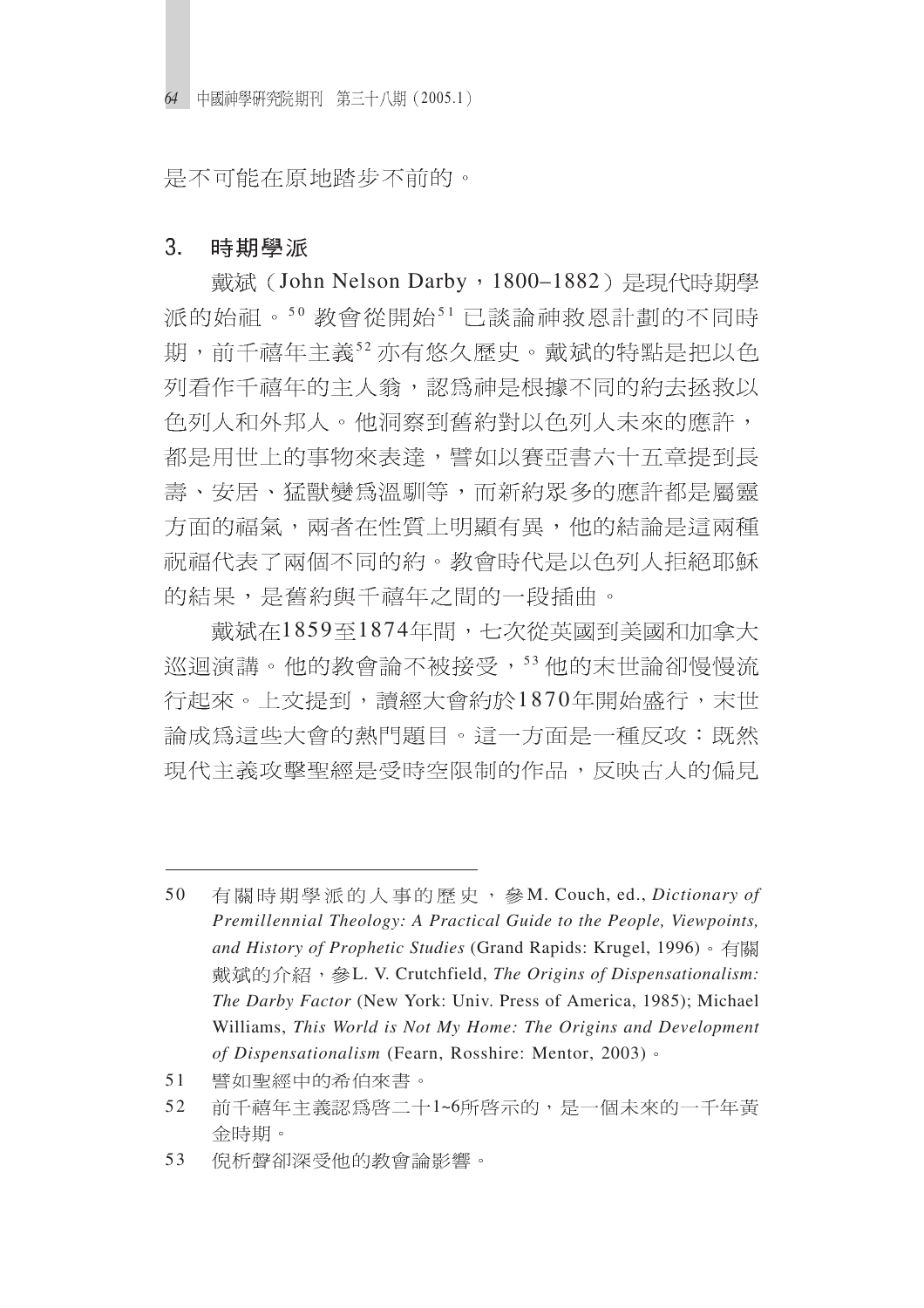是不可能在原地踏步不前的。

### 3. 時期學派

戴斌（John Nelson Darby，1800–1882）是現代時期學派的始祖。[50] 教會從開始[51] 已談論神救恩計劃的不同時期，前千禧年主義[52] 亦有悠久歷史。戴斌的特點是把以色列看作千禧年的主人翁，認爲神是根據不同的約去拯救以色列人和外邦人。他洞察到舊約對以色列人未來的應許，都是用世上的事物來表達，譬如以賽亞書六十五章提到長壽、安居、猛獸變爲溫馴等，而新約眾多的應許都是屬靈方面的福氣，兩者在性質上明顯有異，他的結論是這兩種祝福代表了兩個不同的約。教會時代是以色列人拒絕耶穌的結果，是舊約與千禧年之間的一段插曲 。

戴斌在1859至1874年間，七次從英國到美國和加拿大巡迴演講。他的教會論不被接受，[53] 他的末世論卻慢慢流行起來。上文提到，讀經大會約於1870年開始盛行，末世論成爲這些大會的熱門題目。這一方面是一種反攻：既然現代主義攻擊聖經是受時空限制的作品，反映古人的偏見

---

50 有關時期學派的人事的歷史，參M. Couch, ed., *Dictionary of Premillennial Theology: A Practical Guide to the People, Viewpoints, and History of Prophetic Studies* (Grand Rapids: Krugel, 1996)。有關戴斌的介紹，參L. V. Crutchfield, *The Origins of Dispensationalism: The Darby Factor* (New York: Univ. Press of America, 1985); Michael Williams, *This World is Not My Home: The Origins and Development of Dispensationalism* (Fearn, Rosshire: Mentor, 2003)。

51 譬如聖經中的希伯來書。

52 前千禧年主義認爲啓二十1~6所啓示的，是一個未來的一千年黃金時期。

53 倪柝聲卻深受他的教會論影響。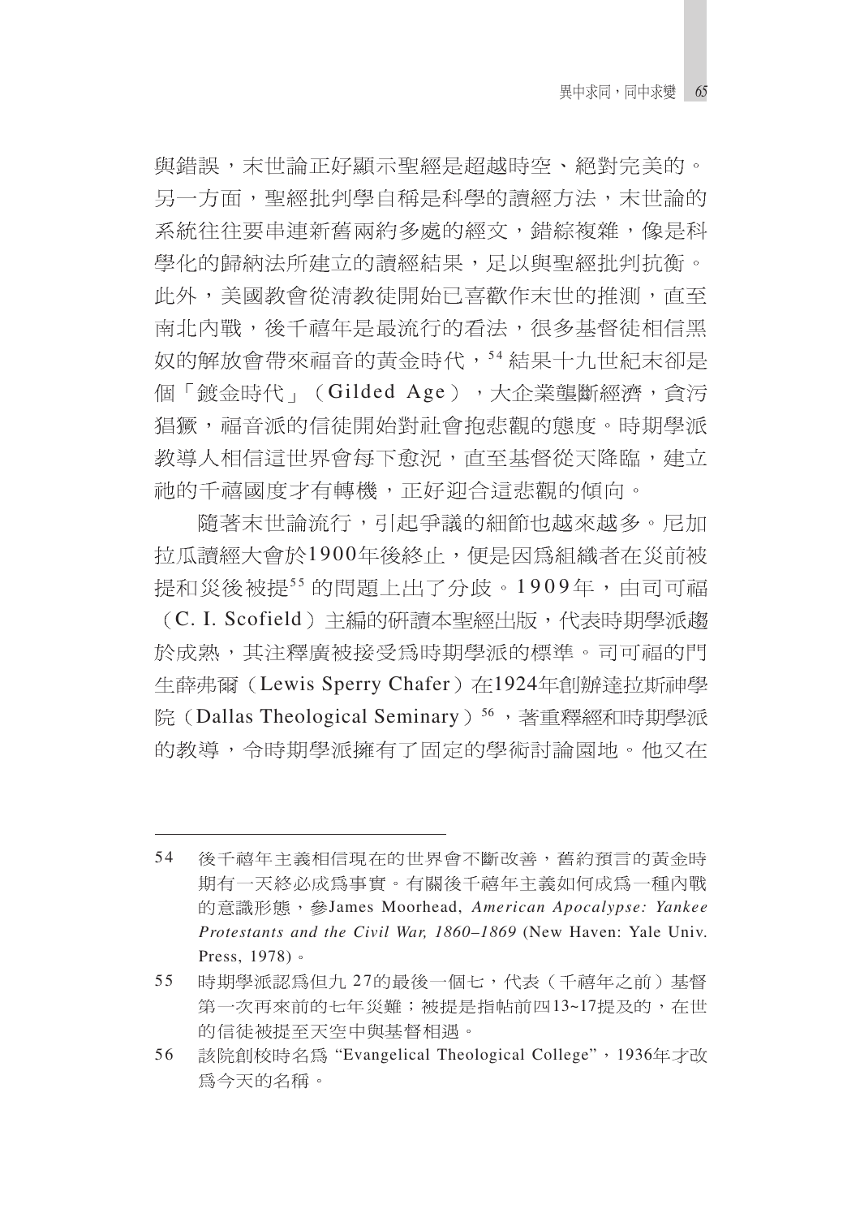與錯誤，末世論正好顯示聖經是超越時空、絕對完美的。另一方面，聖經批判學自稱是科學的讀經方法，末世論的系統往往要串連新舊兩約多處的經文，錯綜複雜，像是科學化的歸納法所建立的讀經結果，足以與聖經批判抗衡。此外，美國教會從清教徒開始已喜歡作末世的推測，直至南北內戰，後千禧年是最流行的看法，很多基督徒相信黑奴的解放會帶來福音的黃金時代，[54] 結果十九世紀末卻是個「鍍金時代」（Gilded Age），大企業壟斷經濟，貪污猖獗，福音派的信徒開始對社會抱悲觀的態度。時期學派教導人相信這世界會每下愈況，直至基督從天降臨，建立祂的千禧國度才有轉機，正好迎合這悲觀的傾向。

隨著末世論流行，引起爭議的細節也越來越多。尼加拉瓜讀經大會於1900年後終止，便是因爲組織者在災前被提和災後被提[55] 的問題上出了分歧。1909年，由司可福（C. I. Scofield）主編的研讀本聖經出版，代表時期學派趨於成熟，其注釋廣被接受爲時期學派的標準。司可福的門生薛弗爾（Lewis Sperry Chafer）在1924年創辦達拉斯神學院（Dallas Theological Seminary）[56]，著重釋經和時期學派的教導，令時期學派擁有了固定的學術討論園地。他又在

---

54　後千禧年主義相信現在的世界會不斷改善，舊約預言的黃金時期有一天終必成爲事實。有關後千禧年主義如何成爲一種內戰的意識形態，參James Moorhead, *American Apocalypse: Yankee Protestants and the Civil War, 1860–1869* (New Haven: Yale Univ. Press, 1978)。

55　時期學派認爲但九 27的最後一個七，代表（千禧年之前）基督第一次再來前的七年災難；被提是指帖前四13~17提及的，在世的信徒被提至天空中與基督相遇。

56　該院創校時名爲 "Evangelical Theological College"，1936年才改爲今天的名稱。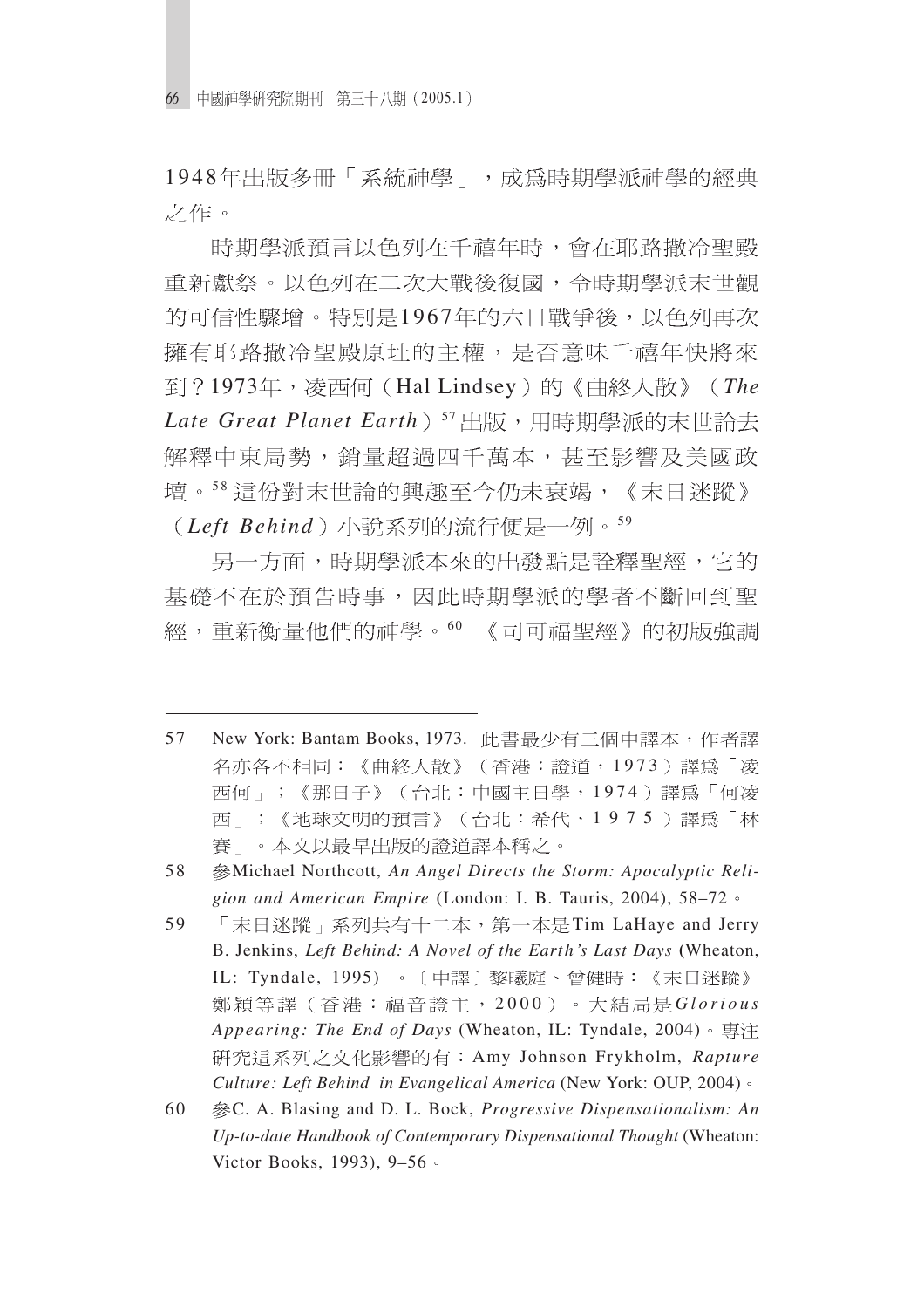1948年出版多冊「系統神學」，成爲時期學派神學的經典之作。

時期學派預言以色列在千禧年時，會在耶路撒冷聖殿重新獻祭。以色列在二次大戰後復國，令時期學派末世觀的可信性驟增。特別是1967年的六日戰爭後，以色列再次擁有耶路撒冷聖殿原址的主權，是否意味千禧年快將來到？1973年，凌西何（Hal Lindsey）的《曲終人散》（*The Late Great Planet Earth*）[57]出版，用時期學派的末世論去解釋中東局勢，銷量超過四千萬本，甚至影響及美國政壇。[58]這份對末世論的興趣至今仍未衰竭，《末日迷蹤》（*Left Behind*）小說系列的流行便是一例。[59]

另一方面，時期學派本來的出發點是詮釋聖經，它的基礎不在於預告時事，因此時期學派的學者不斷回到聖經，重新衡量他們的神學。[60]《司可福聖經》的初版強調

---

57 New York: Bantam Books, 1973. 此書最少有三個中譯本，作者譯名亦各不相同：《曲終人散》（香港：證道，1973）譯爲「凌西何」；《那日子》（台北：中國主日學，1974）譯爲「何凌西」；《地球文明的預言》（台北：希代，1975）譯爲「林賽」。本文以最早出版的證道譯本稱之。

58 參Michael Northcott, *An Angel Directs the Storm: Apocalyptic Religion and American Empire* (London: I. B. Tauris, 2004), 58–72。

59 「末日迷蹤」系列共有十二本，第一本是Tim LaHaye and Jerry B. Jenkins, *Left Behind: A Novel of the Earth's Last Days* (Wheaton, IL: Tyndale, 1995)。〔中譯〕黎曦庭、曾健時：《末日迷蹤》鄭穎等譯（香港：福音證主，2000）。大結局是*Glorious Appearing: The End of Days* (Wheaton, IL: Tyndale, 2004)。專注研究這系列之文化影響的有：Amy Johnson Frykholm, *Rapture Culture: Left Behind in Evangelical America* (New York: OUP, 2004)。

60 參C. A. Blasing and D. L. Bock, *Progressive Dispensationalism: An Up-to-date Handbook of Contemporary Dispensational Thought* (Wheaton: Victor Books, 1993), 9–56。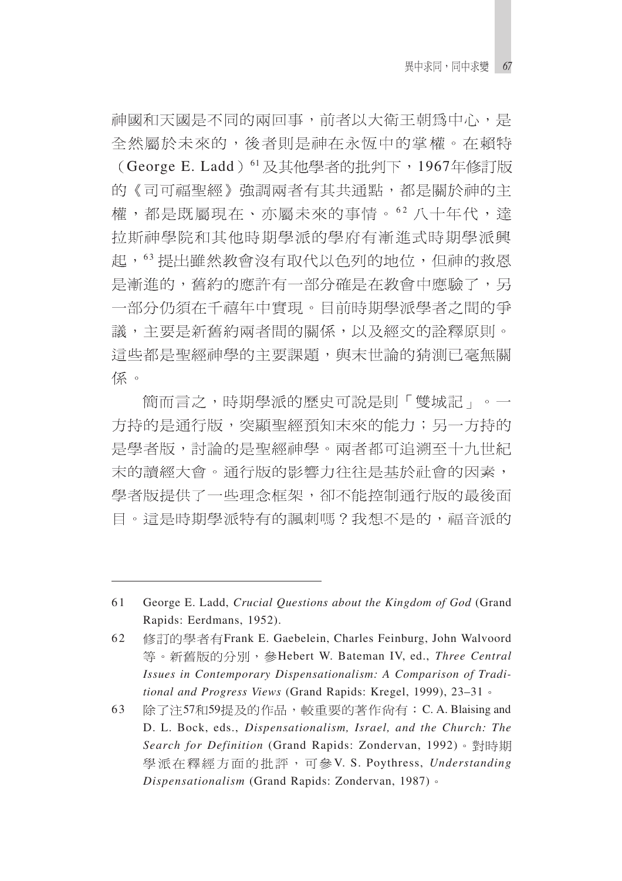神國和天國是不同的兩回事，前者以大衛王朝為中心，是全然屬於未來的，後者則是神在永恆中的掌權。在賴特（George E. Ladd）[61]及其他學者的批判下，1967年修訂版的《司可福聖經》強調兩者有其共通點，都是關於神的主權，都是既屬現在、亦屬未來的事情。[62] 八十年代，達拉斯神學院和其他時期學派的學府有漸進式時期學派興起，[63] 提出雖然教會沒有取代以色列的地位，但神的救恩是漸進的，舊約的應許有一部分確是在教會中應驗了，另一部分仍須在千禧年中實現。目前時期學派學者之間的爭議，主要是新舊約兩者間的關係，以及經文的詮釋原則。這些都是聖經神學的主要課題，與末世論的猜測已毫無關係。

簡而言之，時期學派的歷史可說是則「雙城記」。一方持的是通行版，突顯聖經預知未來的能力；另一方持的是學者版，討論的是聖經神學。兩者都可追溯至十九世紀末的讀經大會。通行版的影響力往往是基於社會的因素，學者版提供了一些理念框架，卻不能控制通行版的最後面目。這是時期學派特有的諷刺嗎？我想不是的，福音派的

---

61　George E. Ladd, *Crucial Questions about the Kingdom of God* (Grand Rapids: Eerdmans, 1952).

62　修訂的學者有Frank E. Gaebelein, Charles Feinburg, John Walvoord等。新舊版的分別，參Hebert W. Bateman IV, ed., *Three Central Issues in Contemporary Dispensationalism: A Comparison of Traditional and Progress Views* (Grand Rapids: Kregel, 1999), 23–31。

63　除了注57和59提及的作品，較重要的著作尚有：C. A. Blaising and D. L. Bock, eds., *Dispensationalism, Israel, and the Church: The Search for Definition* (Grand Rapids: Zondervan, 1992)。對時期學派在釋經方面的批評，可參V. S. Poythress, *Understanding Dispensationalism* (Grand Rapids: Zondervan, 1987)。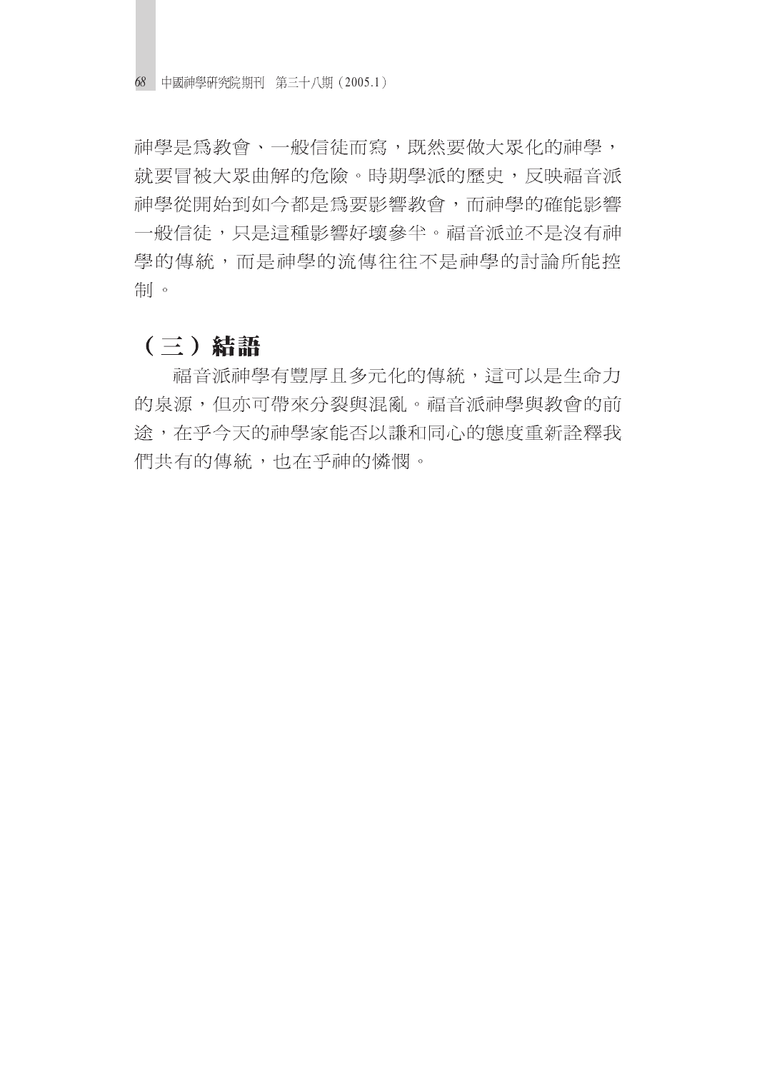神學是爲教會、一般信徒而寫，既然要做大眾化的神學，就要冒被大眾曲解的危險。時期學派的歷史，反映福音派神學從開始到如今都是爲要影響教會，而神學的確能影響一般信徒，只是這種影響好壞參半。福音派並不是沒有神學的傳統，而是神學的流傳往往不是神學的討論所能控制。

## （三）結語

福音派神學有豐厚且多元化的傳統，這可以是生命力的泉源，但亦可帶來分裂與混亂。福音派神學與教會的前途，在乎今天的神學家能否以謙和同心的態度重新詮釋我們共有的傳統，也在乎神的憐憫。